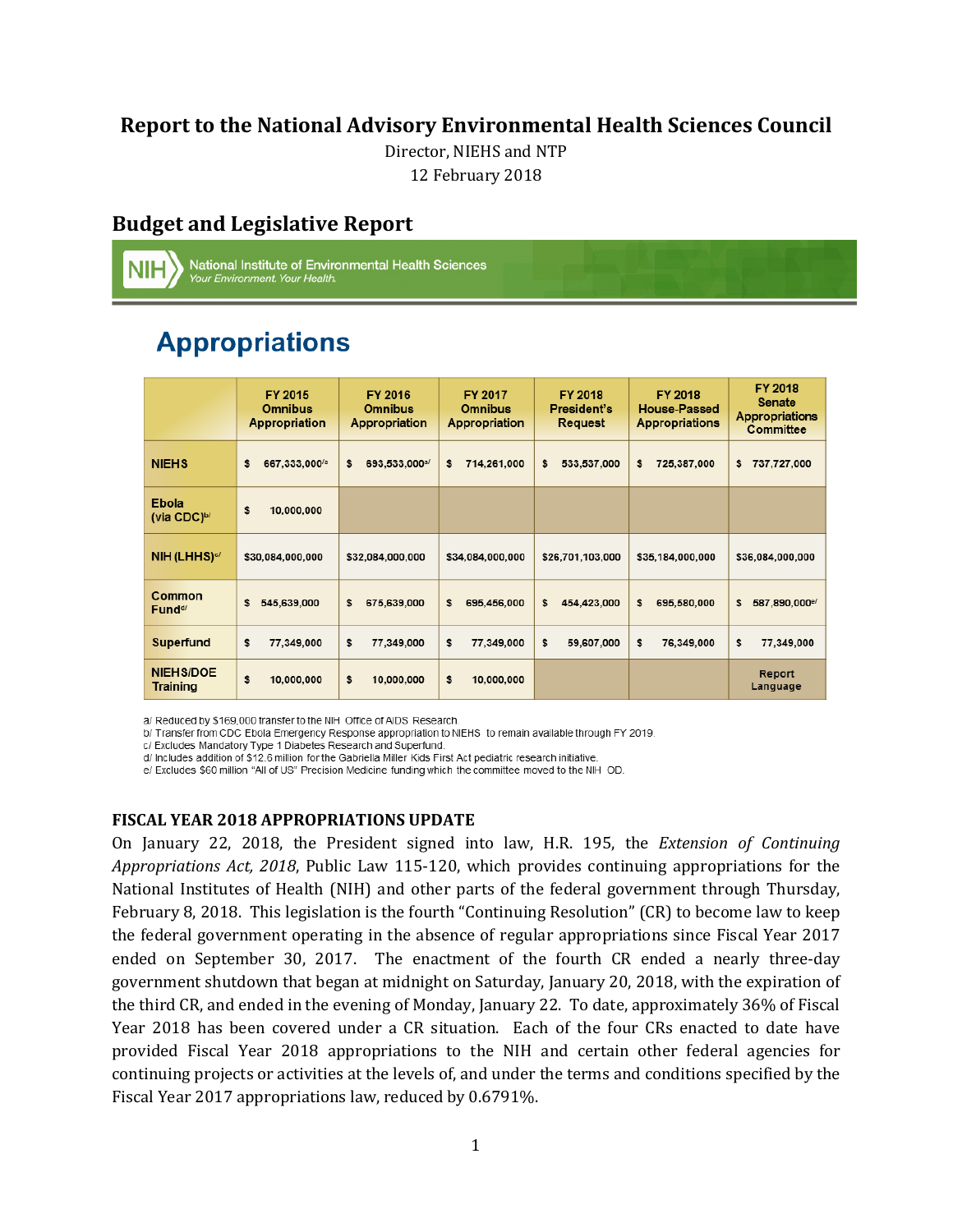# Report to the National Advisory Environmental Health Sciences Council

Director, NIEHS and NTP

12 February 2018

## Budget and Legislative Report

NIH National Institute of Environmental Health Sciences
*Your Environment. Your Health.*

## Appropriations

| | FY 2015 Omnibus Appropriation | FY 2016 Omnibus Appropriation | FY 2017 Omnibus Appropriation | FY 2018 President's Request | FY 2018 House-Passed Appropriations | FY 2018 Senate Appropriations Committee |
|---|---|---|---|---|---|---|
| NIEHS | $ 667,333,000[a] | $ 693,533,000[a] | $ 714,261,000 | $ 533,537,000 | $ 725,387,000 | $ 737,727,000 |
| Ebola (via CDC)[b] | $ 10,000,000 | | | | | |
| NIH (LHHS)[c] | $30,084,000,000 | $32,084,000,000 | $34,084,000,000 | $26,701,103,000 | $35,184,000,000 | $36,084,000,000 |
| Common Fund[d] | $ 545,639,000 | $ 675,639,000 | $ 695,456,000 | $ 454,423,000 | $ 695,580,000 | $ 587,890,000[e] |
| Superfund | $ 77,349,000 | $ 77,349,000 | $ 77,349,000 | $ 59,607,000 | $ 76,349,000 | $ 77,349,000 |
| NIEHS/DOE Training | $ 10,000,000 | $ 10,000,000 | $ 10,000,000 | | | Report Language |

a/ Reduced by $169,000 transfer to the NIH Office of AIDS Research
b/ Transfer from CDC Ebola Emergency Response appropriation to NIEHS to remain available through FY 2019.
c/ Excludes Mandatory Type 1 Diabetes Research and Superfund.
d/ Includes addition of $12.6 million for the Gabriella Miller Kids First Act pediatric research initiative.
e/ Excludes $60 million "All of US" Precision Medicine funding which the committee moved to the NIH OD.

### FISCAL YEAR 2018 APPROPRIATIONS UPDATE

On January 22, 2018, the President signed into law, H.R. 195, the *Extension of Continuing Appropriations Act, 2018*, Public Law 115-120, which provides continuing appropriations for the National Institutes of Health (NIH) and other parts of the federal government through Thursday, February 8, 2018. This legislation is the fourth "Continuing Resolution" (CR) to become law to keep the federal government operating in the absence of regular appropriations since Fiscal Year 2017 ended on September 30, 2017. The enactment of the fourth CR ended a nearly three-day government shutdown that began at midnight on Saturday, January 20, 2018, with the expiration of the third CR, and ended in the evening of Monday, January 22. To date, approximately 36% of Fiscal Year 2018 has been covered under a CR situation. Each of the four CRs enacted to date have provided Fiscal Year 2018 appropriations to the NIH and certain other federal agencies for continuing projects or activities at the levels of, and under the terms and conditions specified by the Fiscal Year 2017 appropriations law, reduced by 0.6791%.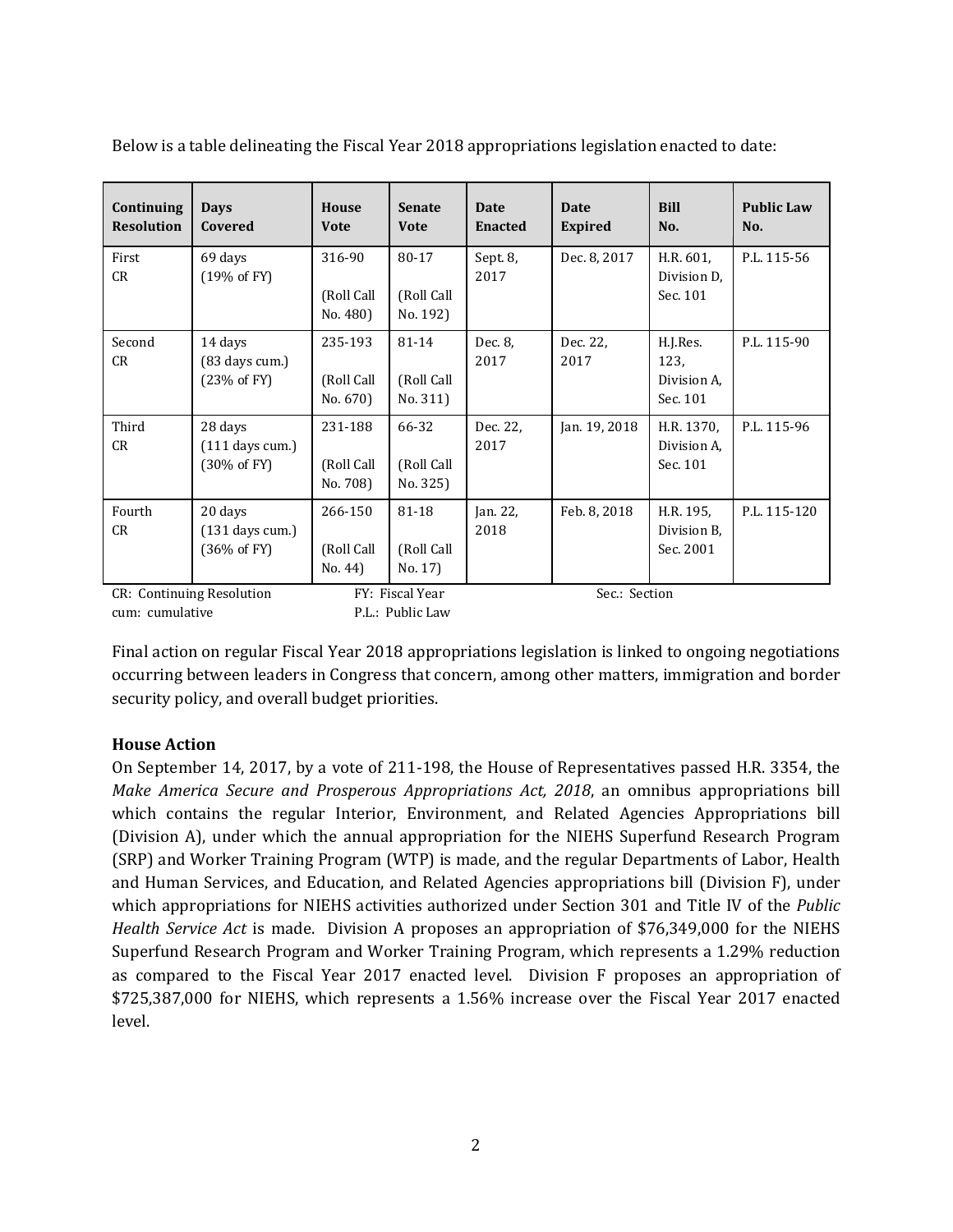Below is a table delineating the Fiscal Year 2018 appropriations legislation enacted to date:

| Continuing Resolution | Days Covered | House Vote | Senate Vote | Date Enacted | Date Expired | Bill No. | Public Law No. |
|---|---|---|---|---|---|---|---|
| First CR | 69 days (19% of FY) | 316-90 (Roll Call No. 480) | 80-17 (Roll Call No. 192) | Sept. 8, 2017 | Dec. 8, 2017 | H.R. 601, Division D, Sec. 101 | P.L. 115-56 |
| Second CR | 14 days (83 days cum.) (23% of FY) | 235-193 (Roll Call No. 670) | 81-14 (Roll Call No. 311) | Dec. 8, 2017 | Dec. 22, 2017 | H.J.Res. 123, Division A, Sec. 101 | P.L. 115-90 |
| Third CR | 28 days (111 days cum.) (30% of FY) | 231-188 (Roll Call No. 708) | 66-32 (Roll Call No. 325) | Dec. 22, 2017 | Jan. 19, 2018 | H.R. 1370, Division A, Sec. 101 | P.L. 115-96 |
| Fourth CR | 20 days (131 days cum.) (36% of FY) | 266-150 (Roll Call No. 44) | 81-18 (Roll Call No. 17) | Jan. 22, 2018 | Feb. 8, 2018 | H.R. 195, Division B, Sec. 2001 | P.L. 115-120 |

CR: Continuing Resolution FY: Fiscal Year Sec.: Section
cum: cumulative P.L.: Public Law

Final action on regular Fiscal Year 2018 appropriations legislation is linked to ongoing negotiations occurring between leaders in Congress that concern, among other matters, immigration and border security policy, and overall budget priorities.

**House Action**

On September 14, 2017, by a vote of 211-198, the House of Representatives passed H.R. 3354, the *Make America Secure and Prosperous Appropriations Act, 2018*, an omnibus appropriations bill which contains the regular Interior, Environment, and Related Agencies Appropriations bill (Division A), under which the annual appropriation for the NIEHS Superfund Research Program (SRP) and Worker Training Program (WTP) is made, and the regular Departments of Labor, Health and Human Services, and Education, and Related Agencies appropriations bill (Division F), under which appropriations for NIEHS activities authorized under Section 301 and Title IV of the *Public Health Service Act* is made. Division A proposes an appropriation of $76,349,000 for the NIEHS Superfund Research Program and Worker Training Program, which represents a 1.29% reduction as compared to the Fiscal Year 2017 enacted level. Division F proposes an appropriation of $725,387,000 for NIEHS, which represents a 1.56% increase over the Fiscal Year 2017 enacted level.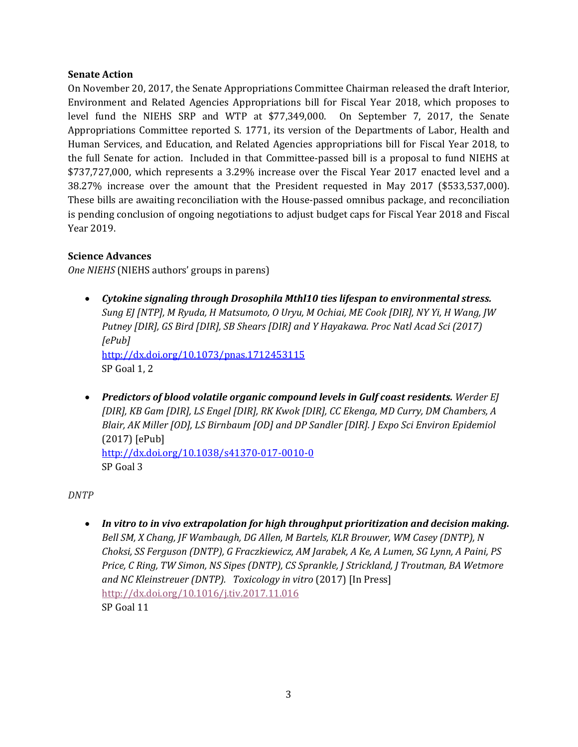**Senate Action**

On November 20, 2017, the Senate Appropriations Committee Chairman released the draft Interior, Environment and Related Agencies Appropriations bill for Fiscal Year 2018, which proposes to level fund the NIEHS SRP and WTP at $77,349,000. On September 7, 2017, the Senate Appropriations Committee reported S. 1771, its version of the Departments of Labor, Health and Human Services, and Education, and Related Agencies appropriations bill for Fiscal Year 2018, to the full Senate for action. Included in that Committee-passed bill is a proposal to fund NIEHS at $737,727,000, which represents a 3.29% increase over the Fiscal Year 2017 enacted level and a 38.27% increase over the amount that the President requested in May 2017 ($533,537,000). These bills are awaiting reconciliation with the House-passed omnibus package, and reconciliation is pending conclusion of ongoing negotiations to adjust budget caps for Fiscal Year 2018 and Fiscal Year 2019.

**Science Advances**

*One NIEHS* (NIEHS authors' groups in parens)

- ***Cytokine signaling through Drosophila Mthl10 ties lifespan to environmental stress.*** *Sung EJ [NTP], M Ryuda, H Matsumoto, O Uryu, M Ochiai, ME Cook [DIR], NY Yi, H Wang, JW Putney [DIR], GS Bird [DIR], SB Shears [DIR] and Y Hayakawa. Proc Natl Acad Sci (2017) [ePub]*
  http://dx.doi.org/10.1073/pnas.1712453115
  SP Goal 1, 2

- ***Predictors of blood volatile organic compound levels in Gulf coast residents.*** *Werder EJ [DIR], KB Gam [DIR], LS Engel [DIR], RK Kwok [DIR], CC Ekenga, MD Curry, DM Chambers, A Blair, AK Miller [OD], LS Birnbaum [OD] and DP Sandler [DIR]. J Expo Sci Environ Epidemiol* (2017) [ePub]
  http://dx.doi.org/10.1038/s41370-017-0010-0
  SP Goal 3

*DNTP*

- ***In vitro to in vivo extrapolation for high throughput prioritization and decision making.*** *Bell SM, X Chang, JF Wambaugh, DG Allen, M Bartels, KLR Brouwer, WM Casey (DNTP), N Choksi, SS Ferguson (DNTP), G Fraczkiewicz, AM Jarabek, A Ke, A Lumen, SG Lynn, A Paini, PS Price, C Ring, TW Simon, NS Sipes (DNTP), CS Sprankle, J Strickland, J Troutman, BA Wetmore and NC Kleinstreuer (DNTP). Toxicology in vitro* (2017) [In Press]
  http://dx.doi.org/10.1016/j.tiv.2017.11.016
  SP Goal 11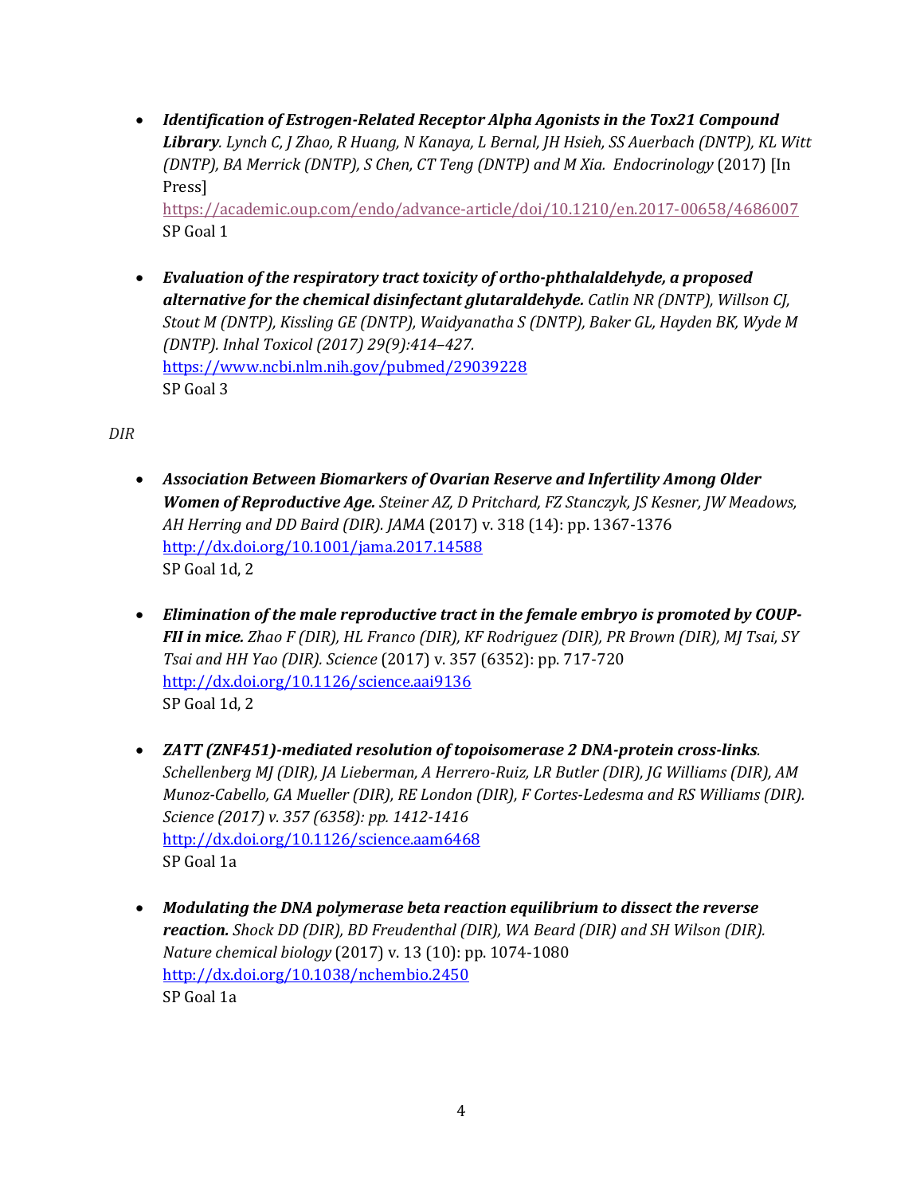- ***Identification of Estrogen-Related Receptor Alpha Agonists in the Tox21 Compound Library****. Lynch C, J Zhao, R Huang, N Kanaya, L Bernal, JH Hsieh, SS Auerbach (DNTP), KL Witt (DNTP), BA Merrick (DNTP), S Chen, CT Teng (DNTP) and M Xia. Endocrinology* (2017) [In Press]
  https://academic.oup.com/endo/advance-article/doi/10.1210/en.2017-00658/4686007
  SP Goal 1

- ***Evaluation of the respiratory tract toxicity of ortho-phthalaldehyde, a proposed alternative for the chemical disinfectant glutaraldehyde.*** *Catlin NR (DNTP), Willson CJ, Stout M (DNTP), Kissling GE (DNTP), Waidyanatha S (DNTP), Baker GL, Hayden BK, Wyde M (DNTP). Inhal Toxicol (2017) 29(9):414–427.*
  https://www.ncbi.nlm.nih.gov/pubmed/29039228
  SP Goal 3

*DIR*

- ***Association Between Biomarkers of Ovarian Reserve and Infertility Among Older Women of Reproductive Age.*** *Steiner AZ, D Pritchard, FZ Stanczyk, JS Kesner, JW Meadows, AH Herring and DD Baird (DIR). JAMA* (2017) v. 318 (14): pp. 1367-1376
  http://dx.doi.org/10.1001/jama.2017.14588
  SP Goal 1d, 2

- ***Elimination of the male reproductive tract in the female embryo is promoted by COUP-FII in mice.*** *Zhao F (DIR), HL Franco (DIR), KF Rodriguez (DIR), PR Brown (DIR), MJ Tsai, SY Tsai and HH Yao (DIR). Science* (2017) v. 357 (6352): pp. 717-720
  http://dx.doi.org/10.1126/science.aai9136
  SP Goal 1d, 2

- ***ZATT (ZNF451)-mediated resolution of topoisomerase 2 DNA-protein cross-links****. Schellenberg MJ (DIR), JA Lieberman, A Herrero-Ruiz, LR Butler (DIR), JG Williams (DIR), AM Munoz-Cabello, GA Mueller (DIR), RE London (DIR), F Cortes-Ledesma and RS Williams (DIR). Science (2017) v. 357 (6358): pp. 1412-1416*
  http://dx.doi.org/10.1126/science.aam6468
  SP Goal 1a

- ***Modulating the DNA polymerase beta reaction equilibrium to dissect the reverse reaction.*** *Shock DD (DIR), BD Freudenthal (DIR), WA Beard (DIR) and SH Wilson (DIR). Nature chemical biology* (2017) v. 13 (10): pp. 1074-1080
  http://dx.doi.org/10.1038/nchembio.2450
  SP Goal 1a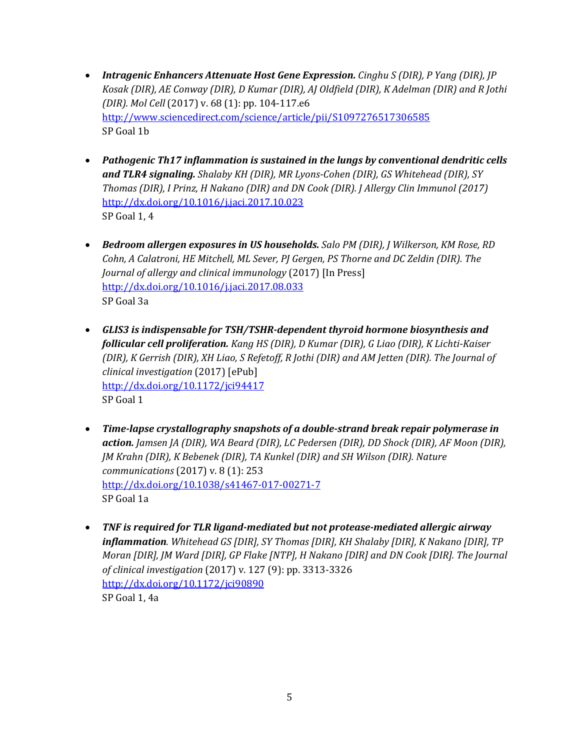- ***Intragenic Enhancers Attenuate Host Gene Expression.*** *Cinghu S (DIR), P Yang (DIR), JP Kosak (DIR), AE Conway (DIR), D Kumar (DIR), AJ Oldfield (DIR), K Adelman (DIR) and R Jothi (DIR). Mol Cell* (2017) v. 68 (1): pp. 104-117.e6
  http://www.sciencedirect.com/science/article/pii/S1097276517306585
  SP Goal 1b

- ***Pathogenic Th17 inflammation is sustained in the lungs by conventional dendritic cells and TLR4 signaling.*** *Shalaby KH (DIR), MR Lyons-Cohen (DIR), GS Whitehead (DIR), SY Thomas (DIR), I Prinz, H Nakano (DIR) and DN Cook (DIR). J Allergy Clin Immunol (2017)*
  http://dx.doi.org/10.1016/j.jaci.2017.10.023
  SP Goal 1, 4

- ***Bedroom allergen exposures in US households.*** *Salo PM (DIR), J Wilkerson, KM Rose, RD Cohn, A Calatroni, HE Mitchell, ML Sever, PJ Gergen, PS Thorne and DC Zeldin (DIR). The Journal of allergy and clinical immunology* (2017) [In Press]
  http://dx.doi.org/10.1016/j.jaci.2017.08.033
  SP Goal 3a

- ***GLIS3 is indispensable for TSH/TSHR-dependent thyroid hormone biosynthesis and follicular cell proliferation.*** *Kang HS (DIR), D Kumar (DIR), G Liao (DIR), K Lichti-Kaiser (DIR), K Gerrish (DIR), XH Liao, S Refetoff, R Jothi (DIR) and AM Jetten (DIR). The Journal of clinical investigation* (2017) [ePub]
  http://dx.doi.org/10.1172/jci94417
  SP Goal 1

- ***Time-lapse crystallography snapshots of a double-strand break repair polymerase in action.*** *Jamsen JA (DIR), WA Beard (DIR), LC Pedersen (DIR), DD Shock (DIR), AF Moon (DIR), JM Krahn (DIR), K Bebenek (DIR), TA Kunkel (DIR) and SH Wilson (DIR). Nature communications* (2017) v. 8 (1): 253
  http://dx.doi.org/10.1038/s41467-017-00271-7
  SP Goal 1a

- ***TNF is required for TLR ligand-mediated but not protease-mediated allergic airway inflammation****. Whitehead GS [DIR], SY Thomas [DIR], KH Shalaby [DIR], K Nakano [DIR], TP Moran [DIR], JM Ward [DIR], GP Flake [NTP], H Nakano [DIR] and DN Cook [DIR]. The Journal of clinical investigation* (2017) v. 127 (9): pp. 3313-3326
  http://dx.doi.org/10.1172/jci90890
  SP Goal 1, 4a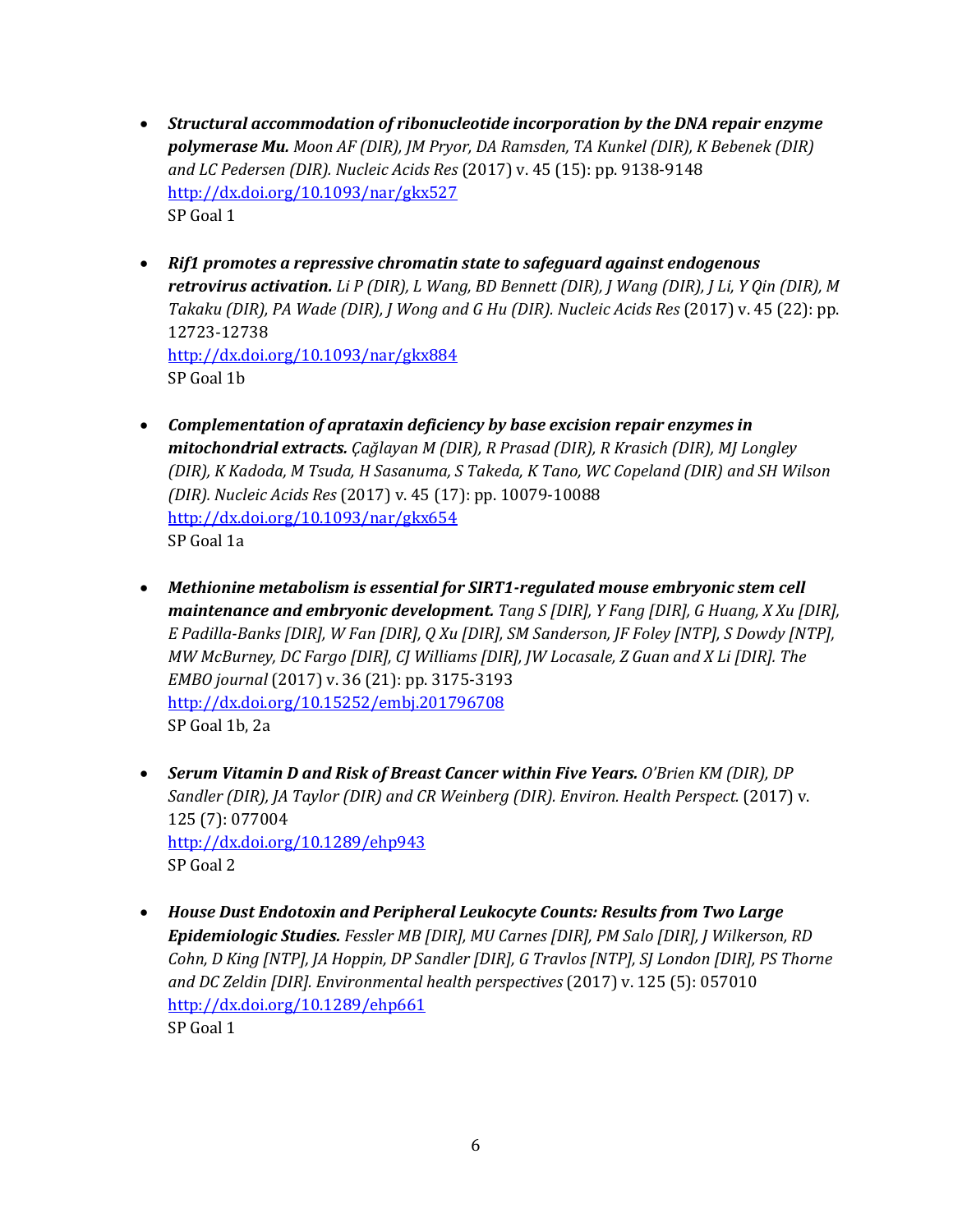- ***Structural accommodation of ribonucleotide incorporation by the DNA repair enzyme polymerase Mu.*** *Moon AF (DIR), JM Pryor, DA Ramsden, TA Kunkel (DIR), K Bebenek (DIR) and LC Pedersen (DIR). Nucleic Acids Res* (2017) v. 45 (15): pp. 9138-9148
  http://dx.doi.org/10.1093/nar/gkx527
  SP Goal 1

- ***Rif1 promotes a repressive chromatin state to safeguard against endogenous retrovirus activation.*** *Li P (DIR), L Wang, BD Bennett (DIR), J Wang (DIR), J Li, Y Qin (DIR), M Takaku (DIR), PA Wade (DIR), J Wong and G Hu (DIR). Nucleic Acids Res* (2017) v. 45 (22): pp. 12723-12738
  http://dx.doi.org/10.1093/nar/gkx884
  SP Goal 1b

- ***Complementation of aprataxin deficiency by base excision repair enzymes in mitochondrial extracts.*** *Çağlayan M (DIR), R Prasad (DIR), R Krasich (DIR), MJ Longley (DIR), K Kadoda, M Tsuda, H Sasanuma, S Takeda, K Tano, WC Copeland (DIR) and SH Wilson (DIR). Nucleic Acids Res* (2017) v. 45 (17): pp. 10079-10088
  http://dx.doi.org/10.1093/nar/gkx654
  SP Goal 1a

- ***Methionine metabolism is essential for SIRT1-regulated mouse embryonic stem cell maintenance and embryonic development.*** *Tang S [DIR], Y Fang [DIR], G Huang, X Xu [DIR], E Padilla-Banks [DIR], W Fan [DIR], Q Xu [DIR], SM Sanderson, JF Foley [NTP], S Dowdy [NTP], MW McBurney, DC Fargo [DIR], CJ Williams [DIR], JW Locasale, Z Guan and X Li [DIR]. The EMBO journal* (2017) v. 36 (21): pp. 3175-3193
  http://dx.doi.org/10.15252/embj.201796708
  SP Goal 1b, 2a

- ***Serum Vitamin D and Risk of Breast Cancer within Five Years.*** *O'Brien KM (DIR), DP Sandler (DIR), JA Taylor (DIR) and CR Weinberg (DIR). Environ. Health Perspect.* (2017) v. 125 (7): 077004
  http://dx.doi.org/10.1289/ehp943
  SP Goal 2

- ***House Dust Endotoxin and Peripheral Leukocyte Counts: Results from Two Large Epidemiologic Studies.*** *Fessler MB [DIR], MU Carnes [DIR], PM Salo [DIR], J Wilkerson, RD Cohn, D King [NTP], JA Hoppin, DP Sandler [DIR], G Travlos [NTP], SJ London [DIR], PS Thorne and DC Zeldin [DIR]. Environmental health perspectives* (2017) v. 125 (5): 057010
  http://dx.doi.org/10.1289/ehp661
  SP Goal 1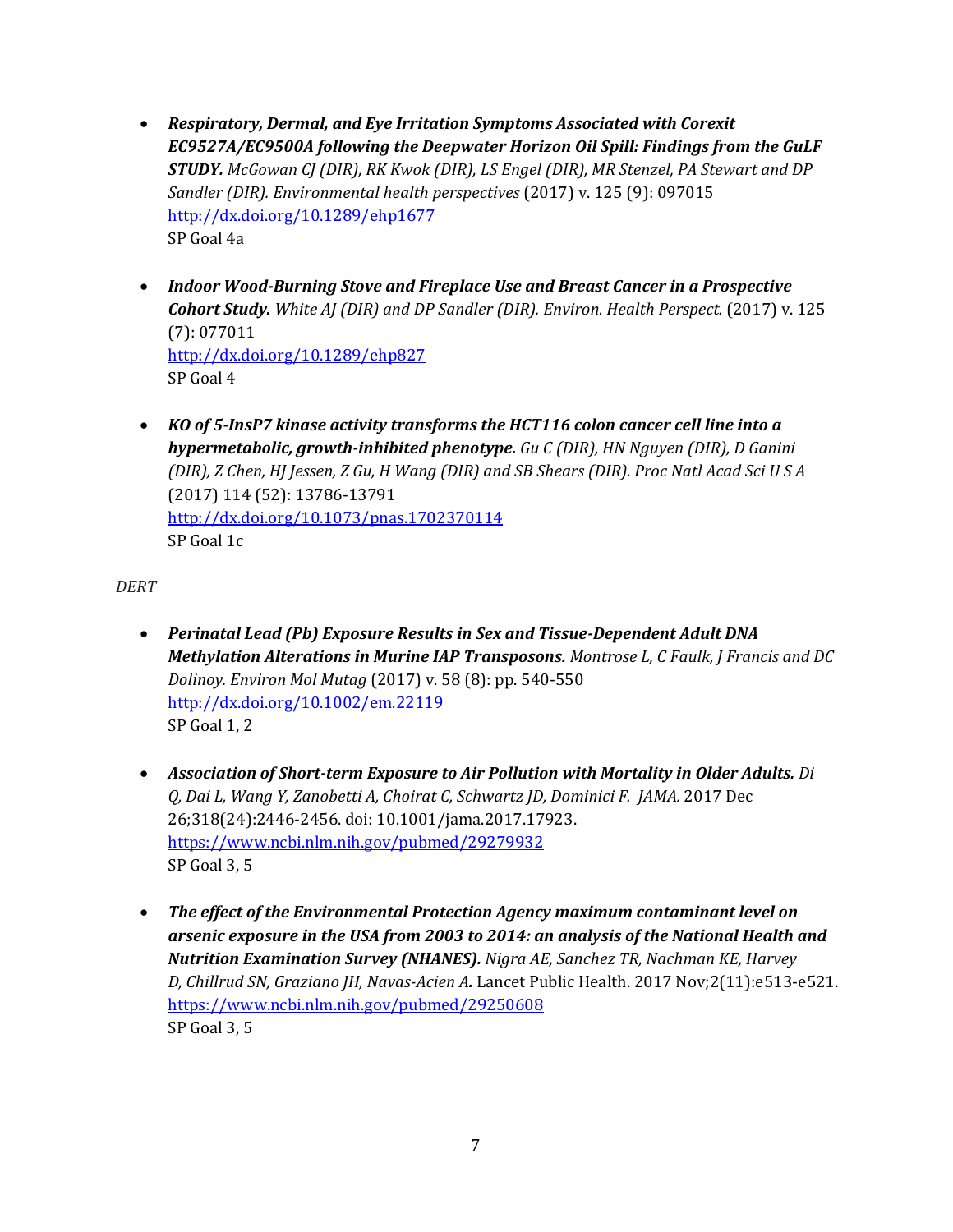- ***Respiratory, Dermal, and Eye Irritation Symptoms Associated with Corexit EC9527A/EC9500A following the Deepwater Horizon Oil Spill: Findings from the GuLF STUDY.*** *McGowan CJ (DIR), RK Kwok (DIR), LS Engel (DIR), MR Stenzel, PA Stewart and DP Sandler (DIR). Environmental health perspectives* (2017) v. 125 (9): 097015
  http://dx.doi.org/10.1289/ehp1677
  SP Goal 4a

- ***Indoor Wood-Burning Stove and Fireplace Use and Breast Cancer in a Prospective Cohort Study.*** *White AJ (DIR) and DP Sandler (DIR). Environ. Health Perspect.* (2017) v. 125 (7): 077011
  http://dx.doi.org/10.1289/ehp827
  SP Goal 4

- ***KO of 5-InsP7 kinase activity transforms the HCT116 colon cancer cell line into a hypermetabolic, growth-inhibited phenotype.*** *Gu C (DIR), HN Nguyen (DIR), D Ganini (DIR), Z Chen, HJ Jessen, Z Gu, H Wang (DIR) and SB Shears (DIR). Proc Natl Acad Sci U S A* (2017) 114 (52): 13786-13791
  http://dx.doi.org/10.1073/pnas.1702370114
  SP Goal 1c

*DERT*

- ***Perinatal Lead (Pb) Exposure Results in Sex and Tissue-Dependent Adult DNA Methylation Alterations in Murine IAP Transposons.*** *Montrose L, C Faulk, J Francis and DC Dolinoy. Environ Mol Mutag* (2017) v. 58 (8): pp. 540-550
  http://dx.doi.org/10.1002/em.22119
  SP Goal 1, 2

- ***Association of Short-term Exposure to Air Pollution with Mortality in Older Adults.*** *Di Q, Dai L, Wang Y, Zanobetti A, Choirat C, Schwartz JD, Dominici F. JAMA.* 2017 Dec 26;318(24):2446-2456. doi: 10.1001/jama.2017.17923.
  https://www.ncbi.nlm.nih.gov/pubmed/29279932
  SP Goal 3, 5

- ***The effect of the Environmental Protection Agency maximum contaminant level on arsenic exposure in the USA from 2003 to 2014: an analysis of the National Health and Nutrition Examination Survey (NHANES).*** *Nigra AE, Sanchez TR, Nachman KE, Harvey D, Chillrud SN, Graziano JH, Navas-Acien A.* Lancet Public Health. 2017 Nov;2(11):e513-e521.
  https://www.ncbi.nlm.nih.gov/pubmed/29250608
  SP Goal 3, 5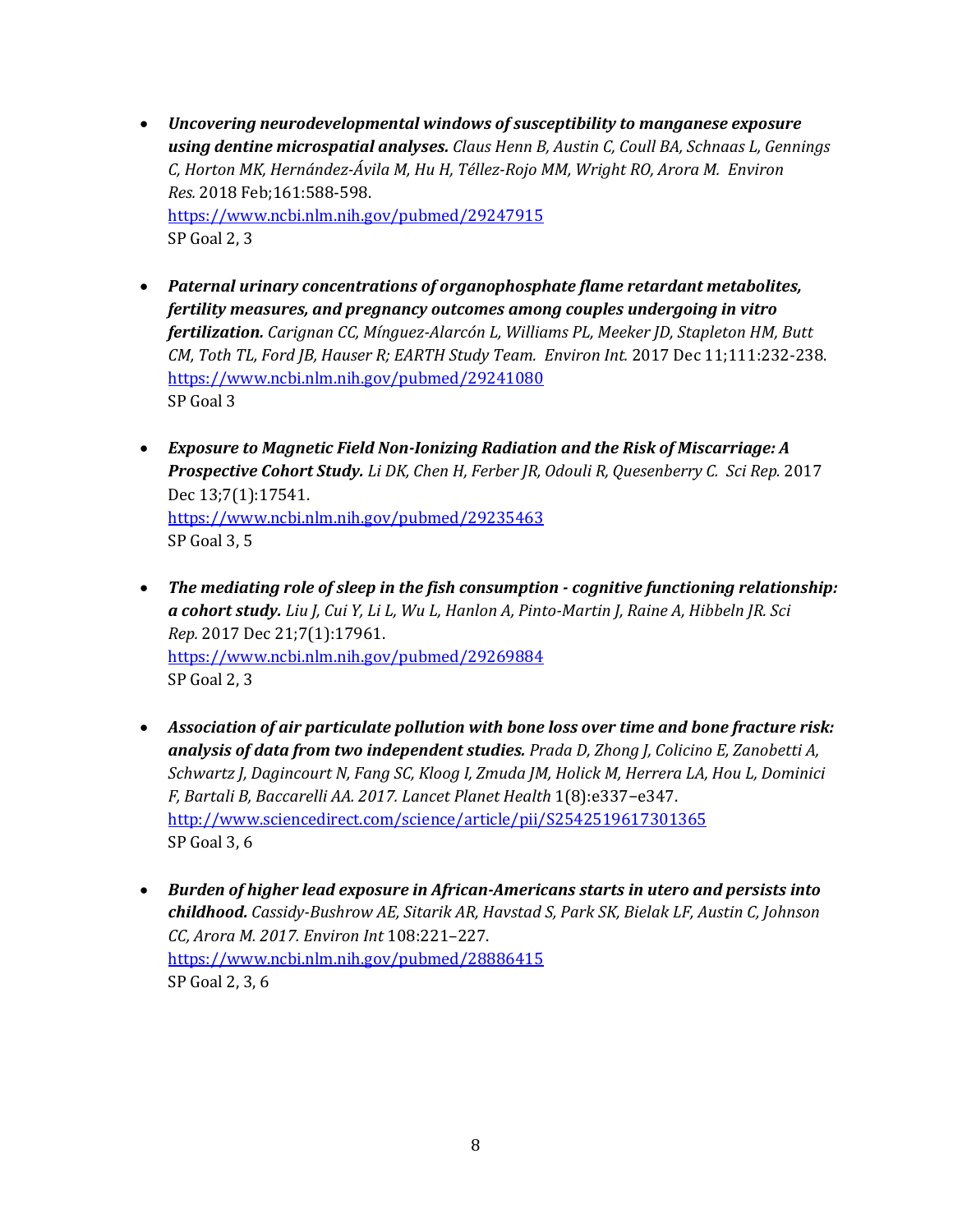- ***Uncovering neurodevelopmental windows of susceptibility to manganese exposure using dentine microspatial analyses.*** *Claus Henn B, Austin C, Coull BA, Schnaas L, Gennings C, Horton MK, Hernández-Ávila M, Hu H, Téllez-Rojo MM, Wright RO, Arora M. Environ Res.* 2018 Feb;161:588-598.
  https://www.ncbi.nlm.nih.gov/pubmed/29247915
  SP Goal 2, 3

- ***Paternal urinary concentrations of organophosphate flame retardant metabolites, fertility measures, and pregnancy outcomes among couples undergoing in vitro fertilization.*** *Carignan CC, Mínguez-Alarcón L, Williams PL, Meeker JD, Stapleton HM, Butt CM, Toth TL, Ford JB, Hauser R; EARTH Study Team. Environ Int.* 2017 Dec 11;111:232-238.
  https://www.ncbi.nlm.nih.gov/pubmed/29241080
  SP Goal 3

- ***Exposure to Magnetic Field Non-Ionizing Radiation and the Risk of Miscarriage: A Prospective Cohort Study.*** *Li DK, Chen H, Ferber JR, Odouli R, Quesenberry C. Sci Rep.* 2017 Dec 13;7(1):17541.
  https://www.ncbi.nlm.nih.gov/pubmed/29235463
  SP Goal 3, 5

- ***The mediating role of sleep in the fish consumption - cognitive functioning relationship: a cohort study.*** *Liu J, Cui Y, Li L, Wu L, Hanlon A, Pinto-Martin J, Raine A, Hibbeln JR. Sci Rep.* 2017 Dec 21;7(1):17961.
  https://www.ncbi.nlm.nih.gov/pubmed/29269884
  SP Goal 2, 3

- ***Association of air particulate pollution with bone loss over time and bone fracture risk: analysis of data from two independent studies.*** *Prada D, Zhong J, Colicino E, Zanobetti A, Schwartz J, Dagincourt N, Fang SC, Kloog I, Zmuda JM, Holick M, Herrera LA, Hou L, Dominici F, Bartali B, Baccarelli AA. 2017. Lancet Planet Health* 1(8):e337–e347.
  http://www.sciencedirect.com/science/article/pii/S2542519617301365
  SP Goal 3, 6

- ***Burden of higher lead exposure in African-Americans starts in utero and persists into childhood.*** *Cassidy-Bushrow AE, Sitarik AR, Havstad S, Park SK, Bielak LF, Austin C, Johnson CC, Arora M. 2017. Environ Int* 108:221–227.
  https://www.ncbi.nlm.nih.gov/pubmed/28886415
  SP Goal 2, 3, 6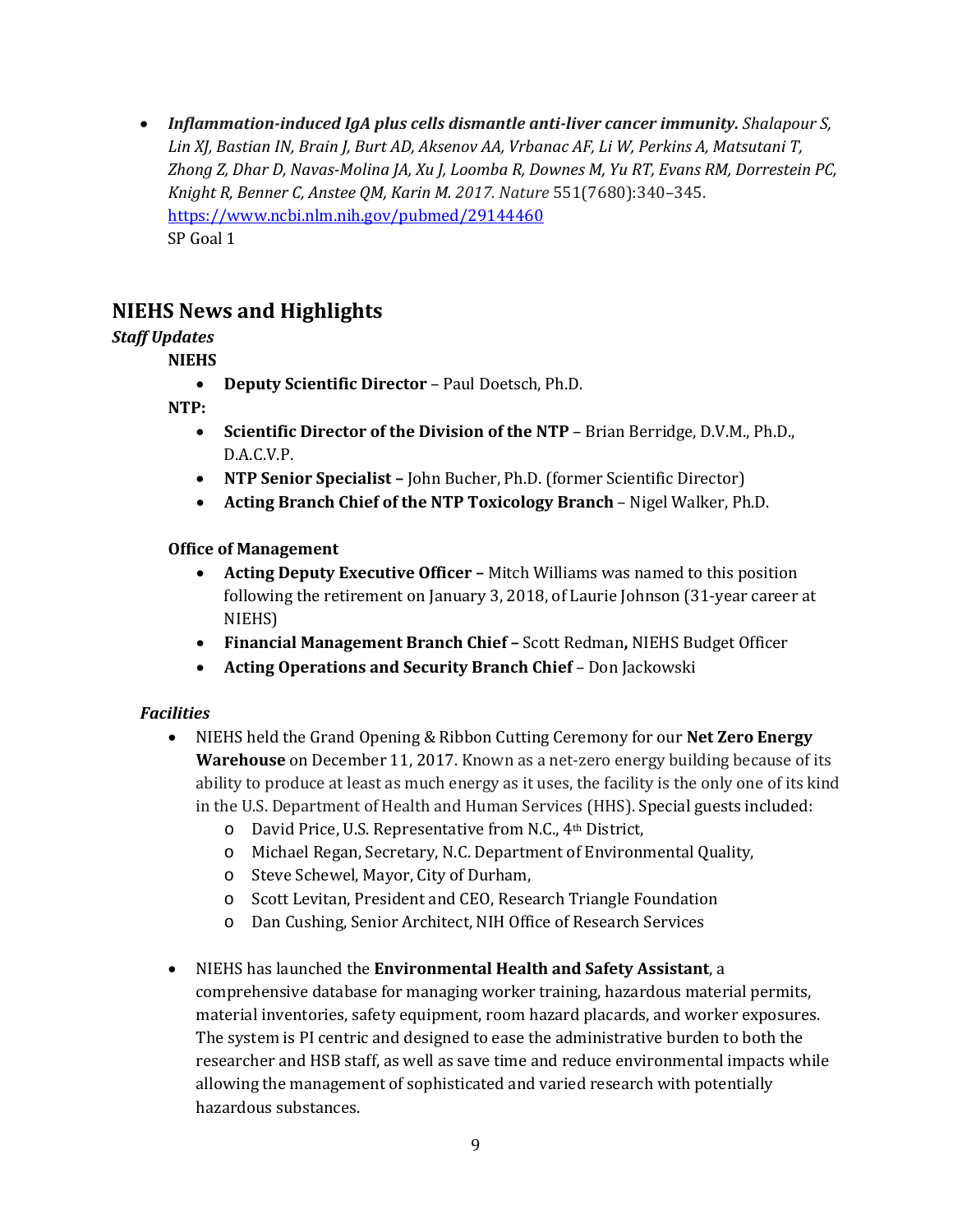- ***Inflammation-induced IgA plus cells dismantle anti-liver cancer immunity.*** *Shalapour S, Lin XJ, Bastian IN, Brain J, Burt AD, Aksenov AA, Vrbanac AF, Li W, Perkins A, Matsutani T, Zhong Z, Dhar D, Navas-Molina JA, Xu J, Loomba R, Downes M, Yu RT, Evans RM, Dorrestein PC, Knight R, Benner C, Anstee QM, Karin M. 2017. Nature* 551(7680):340–345. https://www.ncbi.nlm.nih.gov/pubmed/29144460
  SP Goal 1

## NIEHS News and Highlights

### *Staff Updates*

**NIEHS**

- **Deputy Scientific Director** – Paul Doetsch, Ph.D.

**NTP:**

- **Scientific Director of the Division of the NTP** – Brian Berridge, D.V.M., Ph.D., D.A.C.V.P.
- **NTP Senior Specialist –** John Bucher, Ph.D. (former Scientific Director)
- **Acting Branch Chief of the NTP Toxicology Branch** – Nigel Walker, Ph.D.

**Office of Management**

- **Acting Deputy Executive Officer –** Mitch Williams was named to this position following the retirement on January 3, 2018, of Laurie Johnson (31-year career at NIEHS)
- **Financial Management Branch Chief –** Scott Redman**,** NIEHS Budget Officer
- **Acting Operations and Security Branch Chief** – Don Jackowski

### *Facilities*

- NIEHS held the Grand Opening & Ribbon Cutting Ceremony for our **Net Zero Energy Warehouse** on December 11, 2017. Known as a net-zero energy building because of its ability to produce at least as much energy as it uses, the facility is the only one of its kind in the U.S. Department of Health and Human Services (HHS). Special guests included:
  - David Price, U.S. Representative from N.C., 4th District,
  - Michael Regan, Secretary, N.C. Department of Environmental Quality,
  - Steve Schewel, Mayor, City of Durham,
  - Scott Levitan, President and CEO, Research Triangle Foundation
  - Dan Cushing, Senior Architect, NIH Office of Research Services

- NIEHS has launched the **Environmental Health and Safety Assistant**, a comprehensive database for managing worker training, hazardous material permits, material inventories, safety equipment, room hazard placards, and worker exposures. The system is PI centric and designed to ease the administrative burden to both the researcher and HSB staff, as well as save time and reduce environmental impacts while allowing the management of sophisticated and varied research with potentially hazardous substances.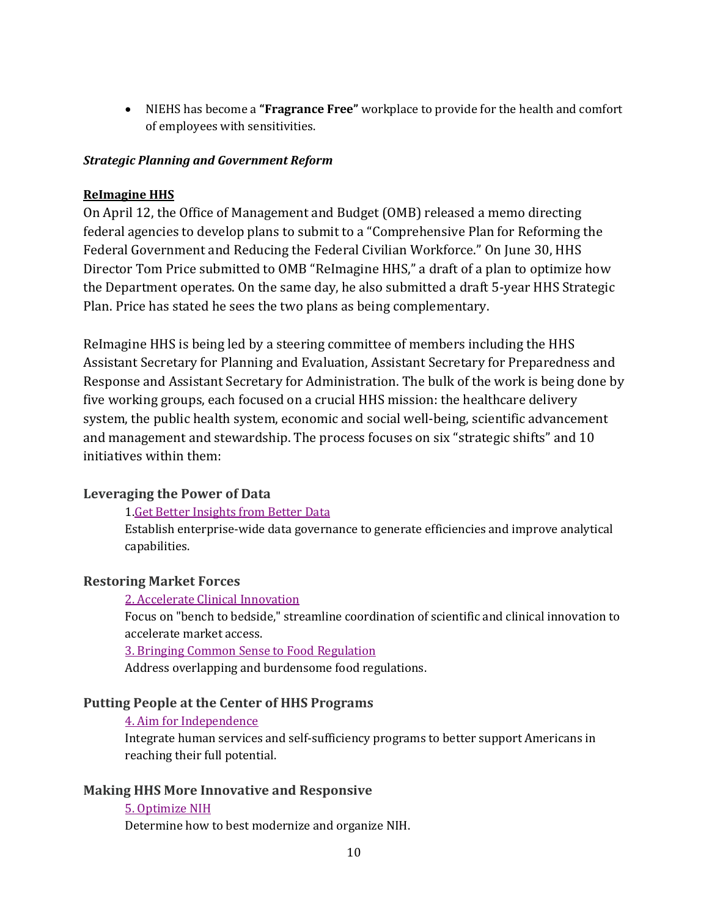- NIEHS has become a **"Fragrance Free"** workplace to provide for the health and comfort of employees with sensitivities.

***Strategic Planning and Government Reform***

**ReImagine HHS**

On April 12, the Office of Management and Budget (OMB) released a memo directing federal agencies to develop plans to submit to a "Comprehensive Plan for Reforming the Federal Government and Reducing the Federal Civilian Workforce." On June 30, HHS Director Tom Price submitted to OMB "ReImagine HHS," a draft of a plan to optimize how the Department operates. On the same day, he also submitted a draft 5-year HHS Strategic Plan. Price has stated he sees the two plans as being complementary.

ReImagine HHS is being led by a steering committee of members including the HHS Assistant Secretary for Planning and Evaluation, Assistant Secretary for Preparedness and Response and Assistant Secretary for Administration. The bulk of the work is being done by five working groups, each focused on a crucial HHS mission: the healthcare delivery system, the public health system, economic and social well-being, scientific advancement and management and stewardship. The process focuses on six "strategic shifts" and 10 initiatives within them:

### Leveraging the Power of Data

1. Get Better Insights from Better Data
Establish enterprise-wide data governance to generate efficiencies and improve analytical capabilities.

### Restoring Market Forces

2. Accelerate Clinical Innovation
Focus on "bench to bedside," streamline coordination of scientific and clinical innovation to accelerate market access.

3. Bringing Common Sense to Food Regulation
Address overlapping and burdensome food regulations.

### Putting People at the Center of HHS Programs

4. Aim for Independence
Integrate human services and self-sufficiency programs to better support Americans in reaching their full potential.

### Making HHS More Innovative and Responsive

5. Optimize NIH
Determine how to best modernize and organize NIH.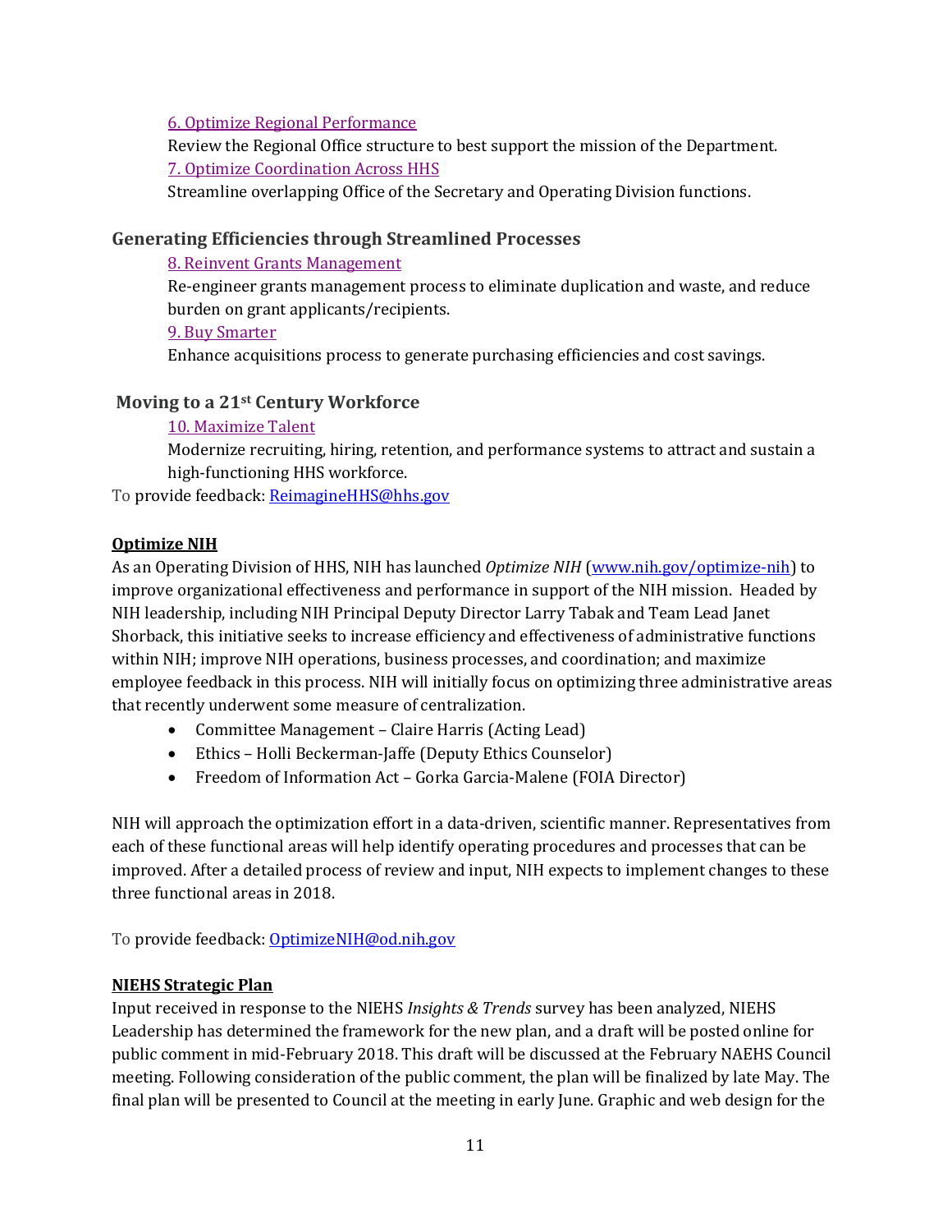[6. Optimize Regional Performance](#)

Review the Regional Office structure to best support the mission of the Department.

[7. Optimize Coordination Across HHS](#)

Streamline overlapping Office of the Secretary and Operating Division functions.

### Generating Efficiencies through Streamlined Processes

[8. Reinvent Grants Management](#)

Re-engineer grants management process to eliminate duplication and waste, and reduce burden on grant applicants/recipients.

[9. Buy Smarter](#)

Enhance acquisitions process to generate purchasing efficiencies and cost savings.

### Moving to a 21st Century Workforce

[10. Maximize Talent](#)

Modernize recruiting, hiring, retention, and performance systems to attract and sustain a high-functioning HHS workforce.

To provide feedback: ReimagineHHS@hhs.gov

**Optimize NIH**

As an Operating Division of HHS, NIH has launched *Optimize NIH* (www.nih.gov/optimize-nih) to improve organizational effectiveness and performance in support of the NIH mission. Headed by NIH leadership, including NIH Principal Deputy Director Larry Tabak and Team Lead Janet Shorback, this initiative seeks to increase efficiency and effectiveness of administrative functions within NIH; improve NIH operations, business processes, and coordination; and maximize employee feedback in this process. NIH will initially focus on optimizing three administrative areas that recently underwent some measure of centralization.

- Committee Management – Claire Harris (Acting Lead)
- Ethics – Holli Beckerman-Jaffe (Deputy Ethics Counselor)
- Freedom of Information Act – Gorka Garcia-Malene (FOIA Director)

NIH will approach the optimization effort in a data-driven, scientific manner. Representatives from each of these functional areas will help identify operating procedures and processes that can be improved. After a detailed process of review and input, NIH expects to implement changes to these three functional areas in 2018.

To provide feedback: OptimizeNIH@od.nih.gov

**NIEHS Strategic Plan**

Input received in response to the NIEHS *Insights & Trends* survey has been analyzed, NIEHS Leadership has determined the framework for the new plan, and a draft will be posted online for public comment in mid-February 2018. This draft will be discussed at the February NAEHS Council meeting. Following consideration of the public comment, the plan will be finalized by late May. The final plan will be presented to Council at the meeting in early June. Graphic and web design for the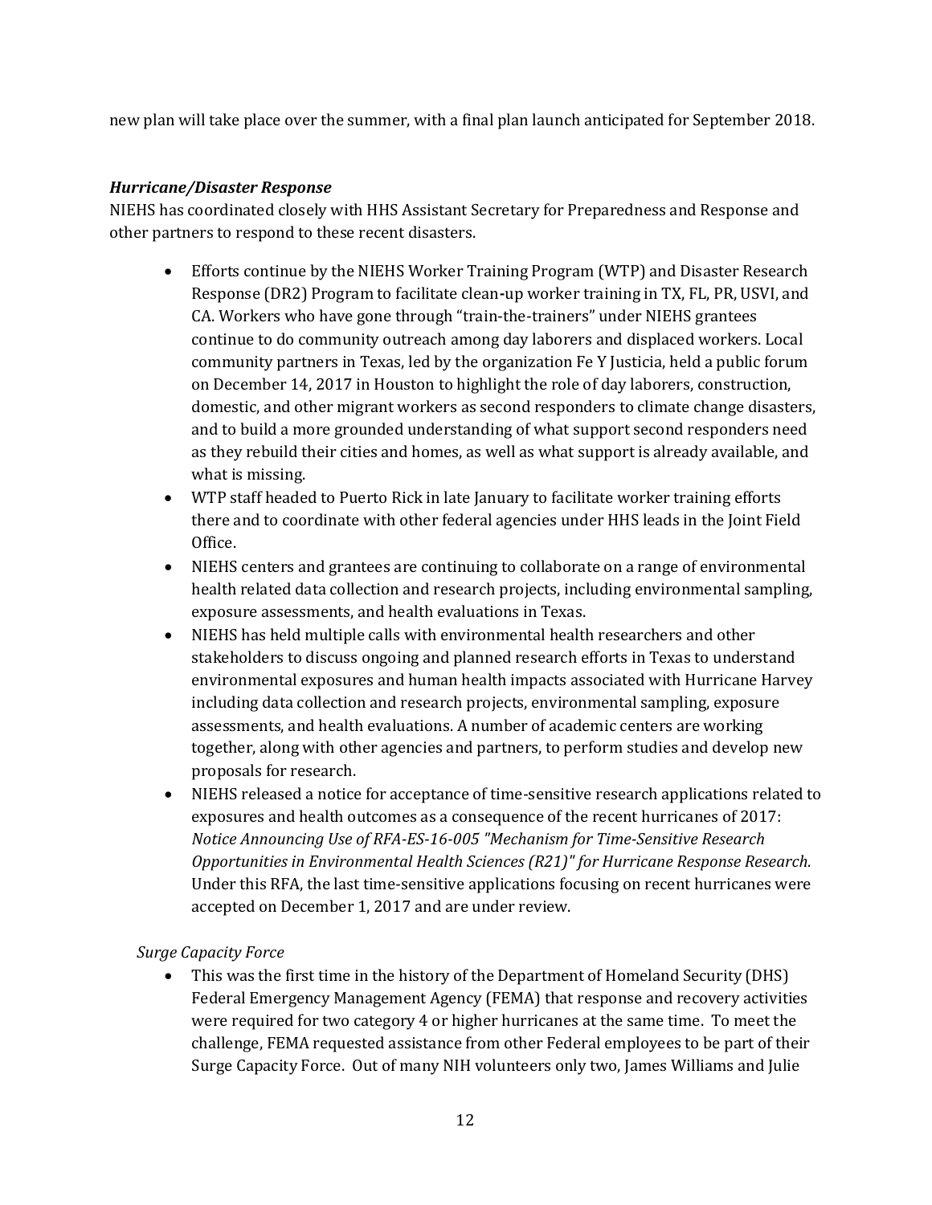new plan will take place over the summer, with a final plan launch anticipated for September 2018.

### ***Hurricane/Disaster Response***

NIEHS has coordinated closely with HHS Assistant Secretary for Preparedness and Response and other partners to respond to these recent disasters.

- Efforts continue by the NIEHS Worker Training Program (WTP) and Disaster Research Response (DR2) Program to facilitate clean-up worker training in TX, FL, PR, USVI, and CA. Workers who have gone through "train-the-trainers" under NIEHS grantees continue to do community outreach among day laborers and displaced workers. Local community partners in Texas, led by the organization Fe Y Justicia, held a public forum on December 14, 2017 in Houston to highlight the role of day laborers, construction, domestic, and other migrant workers as second responders to climate change disasters, and to build a more grounded understanding of what support second responders need as they rebuild their cities and homes, as well as what support is already available, and what is missing.
- WTP staff headed to Puerto Rick in late January to facilitate worker training efforts there and to coordinate with other federal agencies under HHS leads in the Joint Field Office.
- NIEHS centers and grantees are continuing to collaborate on a range of environmental health related data collection and research projects, including environmental sampling, exposure assessments, and health evaluations in Texas.
- NIEHS has held multiple calls with environmental health researchers and other stakeholders to discuss ongoing and planned research efforts in Texas to understand environmental exposures and human health impacts associated with Hurricane Harvey including data collection and research projects, environmental sampling, exposure assessments, and health evaluations. A number of academic centers are working together, along with other agencies and partners, to perform studies and develop new proposals for research.
- NIEHS released a notice for acceptance of time-sensitive research applications related to exposures and health outcomes as a consequence of the recent hurricanes of 2017: *Notice Announcing Use of RFA-ES-16-005 "Mechanism for Time-Sensitive Research Opportunities in Environmental Health Sciences (R21)" for Hurricane Response Research.* Under this RFA, the last time-sensitive applications focusing on recent hurricanes were accepted on December 1, 2017 and are under review.

*Surge Capacity Force*

- This was the first time in the history of the Department of Homeland Security (DHS) Federal Emergency Management Agency (FEMA) that response and recovery activities were required for two category 4 or higher hurricanes at the same time. To meet the challenge, FEMA requested assistance from other Federal employees to be part of their Surge Capacity Force. Out of many NIH volunteers only two, James Williams and Julie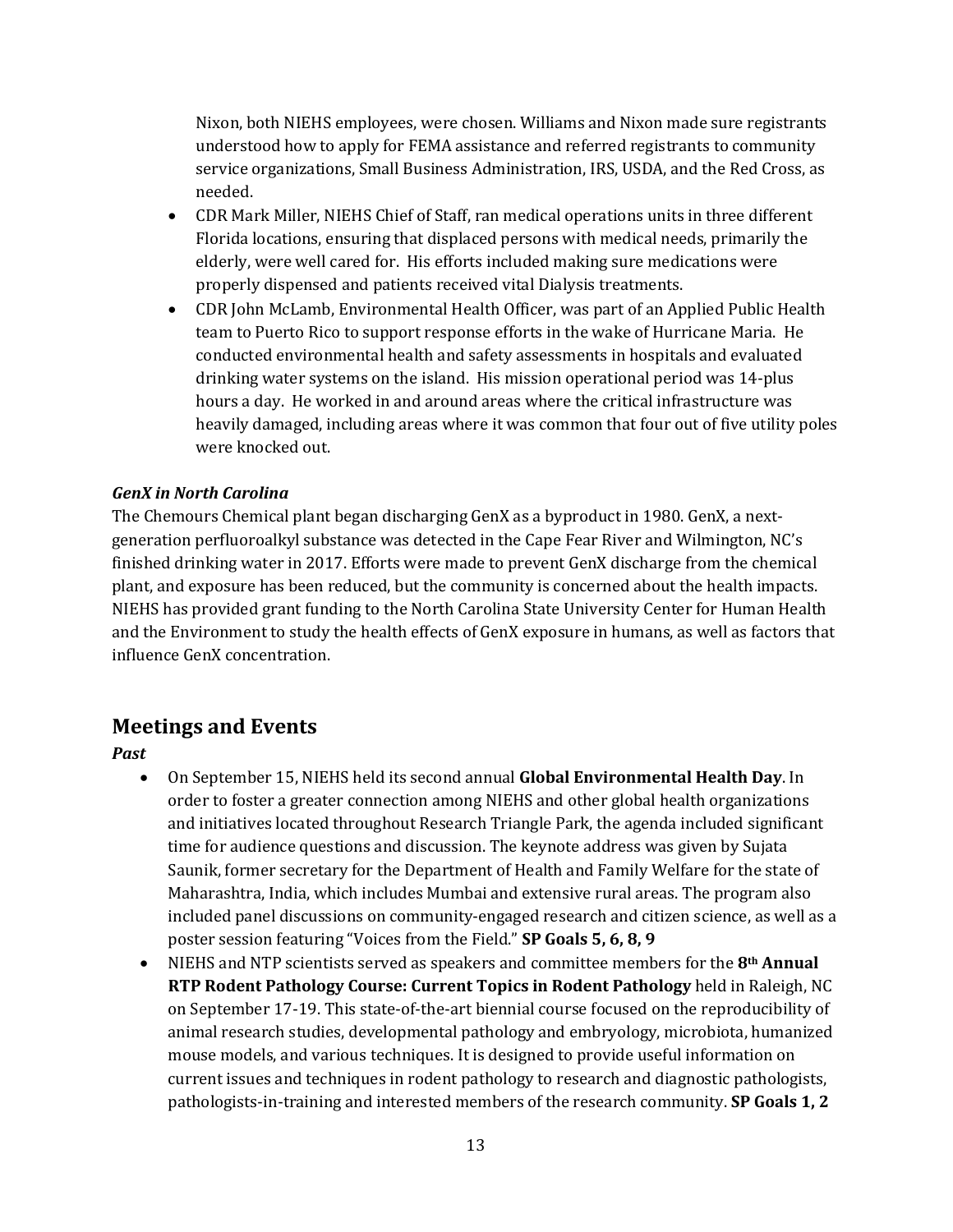Nixon, both NIEHS employees, were chosen. Williams and Nixon made sure registrants understood how to apply for FEMA assistance and referred registrants to community service organizations, Small Business Administration, IRS, USDA, and the Red Cross, as needed.

- CDR Mark Miller, NIEHS Chief of Staff, ran medical operations units in three different Florida locations, ensuring that displaced persons with medical needs, primarily the elderly, were well cared for. His efforts included making sure medications were properly dispensed and patients received vital Dialysis treatments.
- CDR John McLamb, Environmental Health Officer, was part of an Applied Public Health team to Puerto Rico to support response efforts in the wake of Hurricane Maria. He conducted environmental health and safety assessments in hospitals and evaluated drinking water systems on the island. His mission operational period was 14-plus hours a day. He worked in and around areas where the critical infrastructure was heavily damaged, including areas where it was common that four out of five utility poles were knocked out.

***GenX in North Carolina***

The Chemours Chemical plant began discharging GenX as a byproduct in 1980. GenX, a next-generation perfluoroalkyl substance was detected in the Cape Fear River and Wilmington, NC's finished drinking water in 2017. Efforts were made to prevent GenX discharge from the chemical plant, and exposure has been reduced, but the community is concerned about the health impacts. NIEHS has provided grant funding to the North Carolina State University Center for Human Health and the Environment to study the health effects of GenX exposure in humans, as well as factors that influence GenX concentration.

## Meetings and Events

***Past***

- On September 15, NIEHS held its second annual **Global Environmental Health Day**. In order to foster a greater connection among NIEHS and other global health organizations and initiatives located throughout Research Triangle Park, the agenda included significant time for audience questions and discussion. The keynote address was given by Sujata Saunik, former secretary for the Department of Health and Family Welfare for the state of Maharashtra, India, which includes Mumbai and extensive rural areas. The program also included panel discussions on community-engaged research and citizen science, as well as a poster session featuring "Voices from the Field." **SP Goals 5, 6, 8, 9**
- NIEHS and NTP scientists served as speakers and committee members for the **8th Annual RTP Rodent Pathology Course: Current Topics in Rodent Pathology** held in Raleigh, NC on September 17-19. This state-of-the-art biennial course focused on the reproducibility of animal research studies, developmental pathology and embryology, microbiota, humanized mouse models, and various techniques. It is designed to provide useful information on current issues and techniques in rodent pathology to research and diagnostic pathologists, pathologists-in-training and interested members of the research community. **SP Goals 1, 2**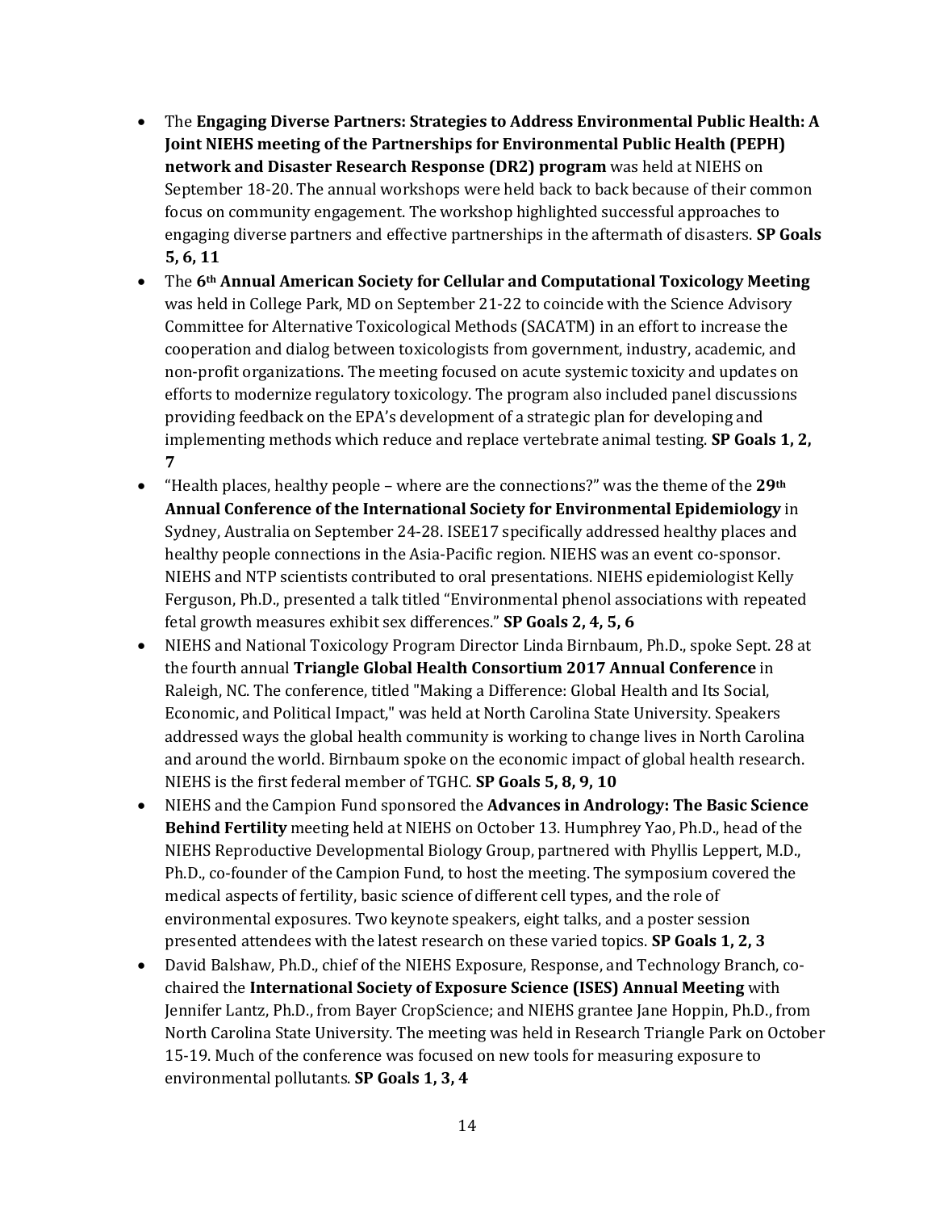- The **Engaging Diverse Partners: Strategies to Address Environmental Public Health: A Joint NIEHS meeting of the Partnerships for Environmental Public Health (PEPH) network and Disaster Research Response (DR2) program** was held at NIEHS on September 18-20. The annual workshops were held back to back because of their common focus on community engagement. The workshop highlighted successful approaches to engaging diverse partners and effective partnerships in the aftermath of disasters. **SP Goals 5, 6, 11**
- The **6th Annual American Society for Cellular and Computational Toxicology Meeting** was held in College Park, MD on September 21-22 to coincide with the Science Advisory Committee for Alternative Toxicological Methods (SACATM) in an effort to increase the cooperation and dialog between toxicologists from government, industry, academic, and non-profit organizations. The meeting focused on acute systemic toxicity and updates on efforts to modernize regulatory toxicology. The program also included panel discussions providing feedback on the EPA's development of a strategic plan for developing and implementing methods which reduce and replace vertebrate animal testing. **SP Goals 1, 2, 7**
- "Health places, healthy people – where are the connections?" was the theme of the **29th Annual Conference of the International Society for Environmental Epidemiology** in Sydney, Australia on September 24-28. ISEE17 specifically addressed healthy places and healthy people connections in the Asia-Pacific region. NIEHS was an event co-sponsor. NIEHS and NTP scientists contributed to oral presentations. NIEHS epidemiologist Kelly Ferguson, Ph.D., presented a talk titled "Environmental phenol associations with repeated fetal growth measures exhibit sex differences." **SP Goals 2, 4, 5, 6**
- NIEHS and National Toxicology Program Director Linda Birnbaum, Ph.D., spoke Sept. 28 at the fourth annual **Triangle Global Health Consortium 2017 Annual Conference** in Raleigh, NC. The conference, titled "Making a Difference: Global Health and Its Social, Economic, and Political Impact," was held at North Carolina State University. Speakers addressed ways the global health community is working to change lives in North Carolina and around the world. Birnbaum spoke on the economic impact of global health research. NIEHS is the first federal member of TGHC. **SP Goals 5, 8, 9, 10**
- NIEHS and the Campion Fund sponsored the **Advances in Andrology: The Basic Science Behind Fertility** meeting held at NIEHS on October 13. Humphrey Yao, Ph.D., head of the NIEHS Reproductive Developmental Biology Group, partnered with Phyllis Leppert, M.D., Ph.D., co-founder of the Campion Fund, to host the meeting. The symposium covered the medical aspects of fertility, basic science of different cell types, and the role of environmental exposures. Two keynote speakers, eight talks, and a poster session presented attendees with the latest research on these varied topics. **SP Goals 1, 2, 3**
- David Balshaw, Ph.D., chief of the NIEHS Exposure, Response, and Technology Branch, co-chaired the **International Society of Exposure Science (ISES) Annual Meeting** with Jennifer Lantz, Ph.D., from Bayer CropScience; and NIEHS grantee Jane Hoppin, Ph.D., from North Carolina State University. The meeting was held in Research Triangle Park on October 15-19. Much of the conference was focused on new tools for measuring exposure to environmental pollutants. **SP Goals 1, 3, 4**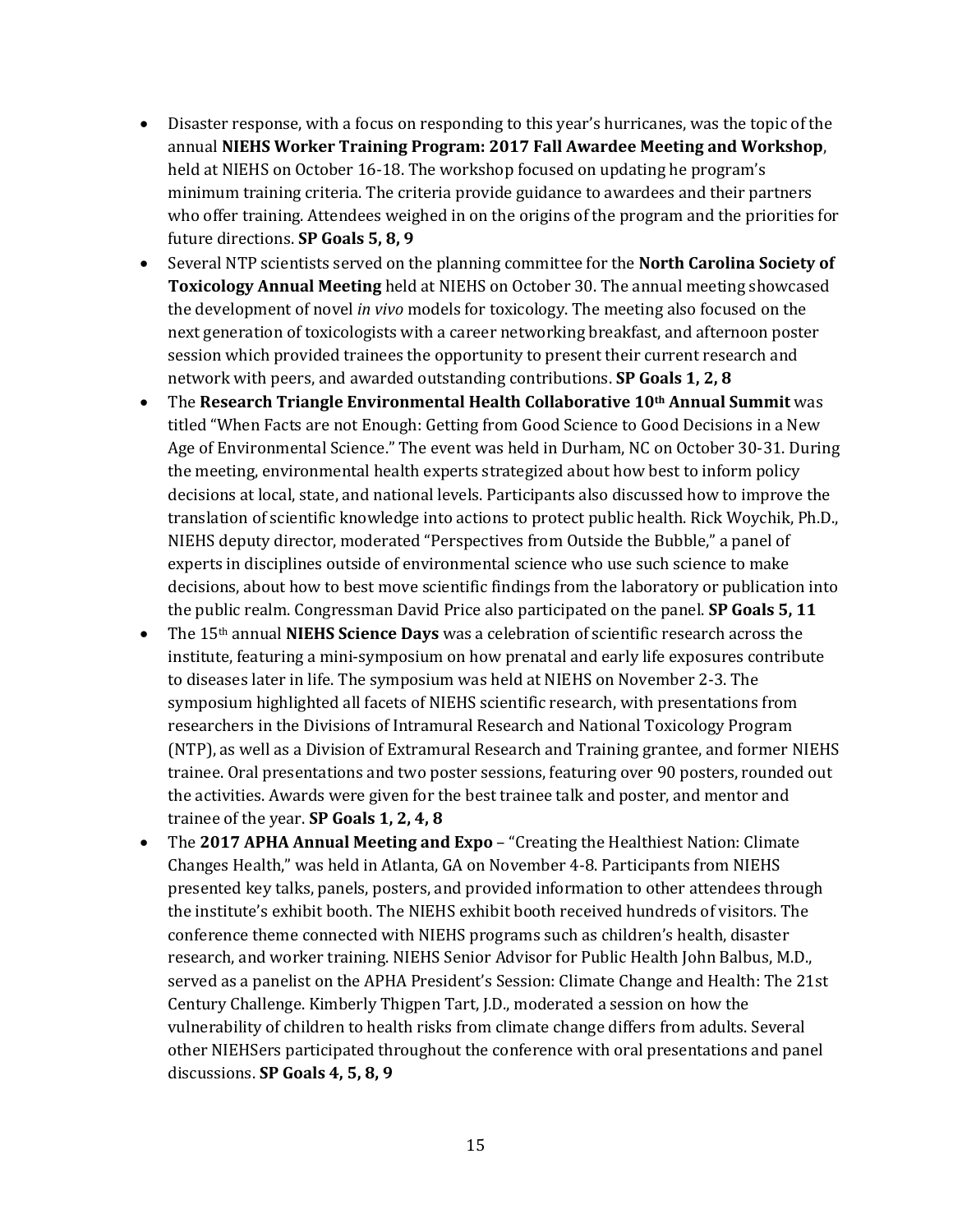- Disaster response, with a focus on responding to this year's hurricanes, was the topic of the annual **NIEHS Worker Training Program: 2017 Fall Awardee Meeting and Workshop**, held at NIEHS on October 16-18. The workshop focused on updating he program's minimum training criteria. The criteria provide guidance to awardees and their partners who offer training. Attendees weighed in on the origins of the program and the priorities for future directions. **SP Goals 5, 8, 9**
- Several NTP scientists served on the planning committee for the **North Carolina Society of Toxicology Annual Meeting** held at NIEHS on October 30. The annual meeting showcased the development of novel *in vivo* models for toxicology. The meeting also focused on the next generation of toxicologists with a career networking breakfast, and afternoon poster session which provided trainees the opportunity to present their current research and network with peers, and awarded outstanding contributions. **SP Goals 1, 2, 8**
- The **Research Triangle Environmental Health Collaborative 10th Annual Summit** was titled "When Facts are not Enough: Getting from Good Science to Good Decisions in a New Age of Environmental Science." The event was held in Durham, NC on October 30-31. During the meeting, environmental health experts strategized about how best to inform policy decisions at local, state, and national levels. Participants also discussed how to improve the translation of scientific knowledge into actions to protect public health. Rick Woychik, Ph.D., NIEHS deputy director, moderated "Perspectives from Outside the Bubble," a panel of experts in disciplines outside of environmental science who use such science to make decisions, about how to best move scientific findings from the laboratory or publication into the public realm. Congressman David Price also participated on the panel. **SP Goals 5, 11**
- The 15th annual **NIEHS Science Days** was a celebration of scientific research across the institute, featuring a mini-symposium on how prenatal and early life exposures contribute to diseases later in life. The symposium was held at NIEHS on November 2-3. The symposium highlighted all facets of NIEHS scientific research, with presentations from researchers in the Divisions of Intramural Research and National Toxicology Program (NTP), as well as a Division of Extramural Research and Training grantee, and former NIEHS trainee. Oral presentations and two poster sessions, featuring over 90 posters, rounded out the activities. Awards were given for the best trainee talk and poster, and mentor and trainee of the year. **SP Goals 1, 2, 4, 8**
- The **2017 APHA Annual Meeting and Expo** – "Creating the Healthiest Nation: Climate Changes Health," was held in Atlanta, GA on November 4-8. Participants from NIEHS presented key talks, panels, posters, and provided information to other attendees through the institute's exhibit booth. The NIEHS exhibit booth received hundreds of visitors. The conference theme connected with NIEHS programs such as children's health, disaster research, and worker training. NIEHS Senior Advisor for Public Health John Balbus, M.D., served as a panelist on the APHA President's Session: Climate Change and Health: The 21st Century Challenge. Kimberly Thigpen Tart, J.D., moderated a session on how the vulnerability of children to health risks from climate change differs from adults. Several other NIEHSers participated throughout the conference with oral presentations and panel discussions. **SP Goals 4, 5, 8, 9**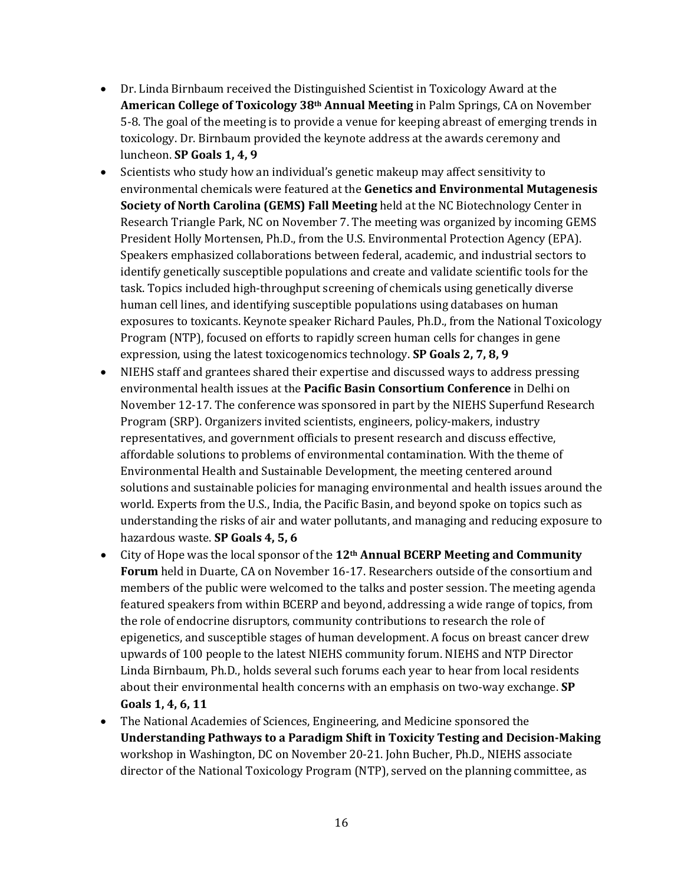- Dr. Linda Birnbaum received the Distinguished Scientist in Toxicology Award at the **American College of Toxicology 38th Annual Meeting** in Palm Springs, CA on November 5-8. The goal of the meeting is to provide a venue for keeping abreast of emerging trends in toxicology. Dr. Birnbaum provided the keynote address at the awards ceremony and luncheon. **SP Goals 1, 4, 9**
- Scientists who study how an individual's genetic makeup may affect sensitivity to environmental chemicals were featured at the **Genetics and Environmental Mutagenesis Society of North Carolina (GEMS) Fall Meeting** held at the NC Biotechnology Center in Research Triangle Park, NC on November 7. The meeting was organized by incoming GEMS President Holly Mortensen, Ph.D., from the U.S. Environmental Protection Agency (EPA). Speakers emphasized collaborations between federal, academic, and industrial sectors to identify genetically susceptible populations and create and validate scientific tools for the task. Topics included high-throughput screening of chemicals using genetically diverse human cell lines, and identifying susceptible populations using databases on human exposures to toxicants. Keynote speaker Richard Paules, Ph.D., from the National Toxicology Program (NTP), focused on efforts to rapidly screen human cells for changes in gene expression, using the latest toxicogenomics technology. **SP Goals 2, 7, 8, 9**
- NIEHS staff and grantees shared their expertise and discussed ways to address pressing environmental health issues at the **Pacific Basin Consortium Conference** in Delhi on November 12-17. The conference was sponsored in part by the NIEHS Superfund Research Program (SRP). Organizers invited scientists, engineers, policy-makers, industry representatives, and government officials to present research and discuss effective, affordable solutions to problems of environmental contamination. With the theme of Environmental Health and Sustainable Development, the meeting centered around solutions and sustainable policies for managing environmental and health issues around the world. Experts from the U.S., India, the Pacific Basin, and beyond spoke on topics such as understanding the risks of air and water pollutants, and managing and reducing exposure to hazardous waste. **SP Goals 4, 5, 6**
- City of Hope was the local sponsor of the **12th Annual BCERP Meeting and Community Forum** held in Duarte, CA on November 16-17. Researchers outside of the consortium and members of the public were welcomed to the talks and poster session. The meeting agenda featured speakers from within BCERP and beyond, addressing a wide range of topics, from the role of endocrine disruptors, community contributions to research the role of epigenetics, and susceptible stages of human development. A focus on breast cancer drew upwards of 100 people to the latest NIEHS community forum. NIEHS and NTP Director Linda Birnbaum, Ph.D., holds several such forums each year to hear from local residents about their environmental health concerns with an emphasis on two-way exchange. **SP Goals 1, 4, 6, 11**
- The National Academies of Sciences, Engineering, and Medicine sponsored the **Understanding Pathways to a Paradigm Shift in Toxicity Testing and Decision-Making** workshop in Washington, DC on November 20-21. John Bucher, Ph.D., NIEHS associate director of the National Toxicology Program (NTP), served on the planning committee, as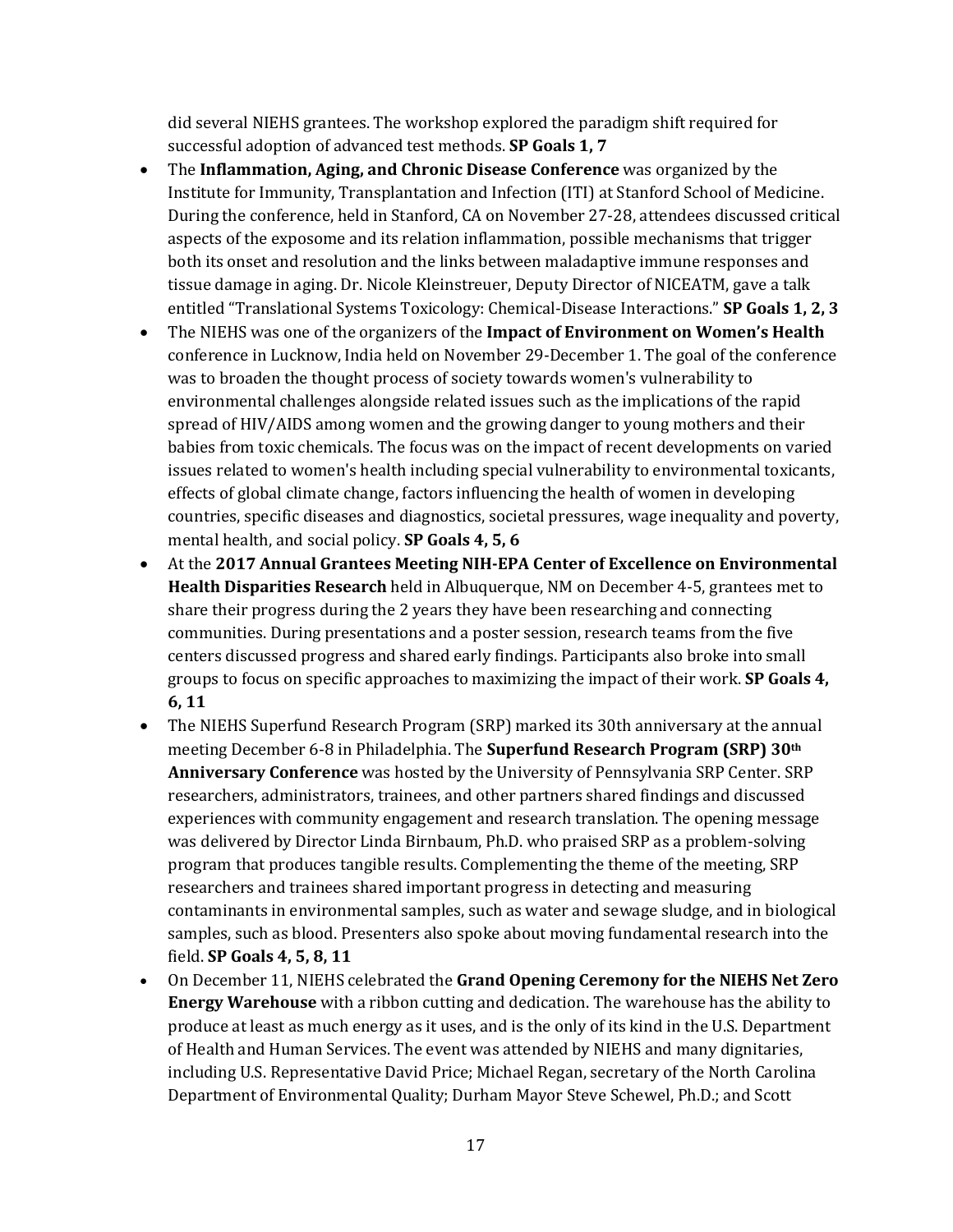did several NIEHS grantees. The workshop explored the paradigm shift required for successful adoption of advanced test methods. **SP Goals 1, 7**

- The **Inflammation, Aging, and Chronic Disease Conference** was organized by the Institute for Immunity, Transplantation and Infection (ITI) at Stanford School of Medicine. During the conference, held in Stanford, CA on November 27-28, attendees discussed critical aspects of the exposome and its relation inflammation, possible mechanisms that trigger both its onset and resolution and the links between maladaptive immune responses and tissue damage in aging. Dr. Nicole Kleinstreuer, Deputy Director of NICEATM, gave a talk entitled "Translational Systems Toxicology: Chemical-Disease Interactions." **SP Goals 1, 2, 3**
- The NIEHS was one of the organizers of the **Impact of Environment on Women's Health** conference in Lucknow, India held on November 29-December 1. The goal of the conference was to broaden the thought process of society towards women's vulnerability to environmental challenges alongside related issues such as the implications of the rapid spread of HIV/AIDS among women and the growing danger to young mothers and their babies from toxic chemicals. The focus was on the impact of recent developments on varied issues related to women's health including special vulnerability to environmental toxicants, effects of global climate change, factors influencing the health of women in developing countries, specific diseases and diagnostics, societal pressures, wage inequality and poverty, mental health, and social policy. **SP Goals 4, 5, 6**
- At the **2017 Annual Grantees Meeting NIH-EPA Center of Excellence on Environmental Health Disparities Research** held in Albuquerque, NM on December 4-5, grantees met to share their progress during the 2 years they have been researching and connecting communities. During presentations and a poster session, research teams from the five centers discussed progress and shared early findings. Participants also broke into small groups to focus on specific approaches to maximizing the impact of their work. **SP Goals 4, 6, 11**
- The NIEHS Superfund Research Program (SRP) marked its 30th anniversary at the annual meeting December 6-8 in Philadelphia. The **Superfund Research Program (SRP) 30th Anniversary Conference** was hosted by the University of Pennsylvania SRP Center. SRP researchers, administrators, trainees, and other partners shared findings and discussed experiences with community engagement and research translation. The opening message was delivered by Director Linda Birnbaum, Ph.D. who praised SRP as a problem-solving program that produces tangible results. Complementing the theme of the meeting, SRP researchers and trainees shared important progress in detecting and measuring contaminants in environmental samples, such as water and sewage sludge, and in biological samples, such as blood. Presenters also spoke about moving fundamental research into the field. **SP Goals 4, 5, 8, 11**
- On December 11, NIEHS celebrated the **Grand Opening Ceremony for the NIEHS Net Zero Energy Warehouse** with a ribbon cutting and dedication. The warehouse has the ability to produce at least as much energy as it uses, and is the only of its kind in the U.S. Department of Health and Human Services. The event was attended by NIEHS and many dignitaries, including U.S. Representative David Price; Michael Regan, secretary of the North Carolina Department of Environmental Quality; Durham Mayor Steve Schewel, Ph.D.; and Scott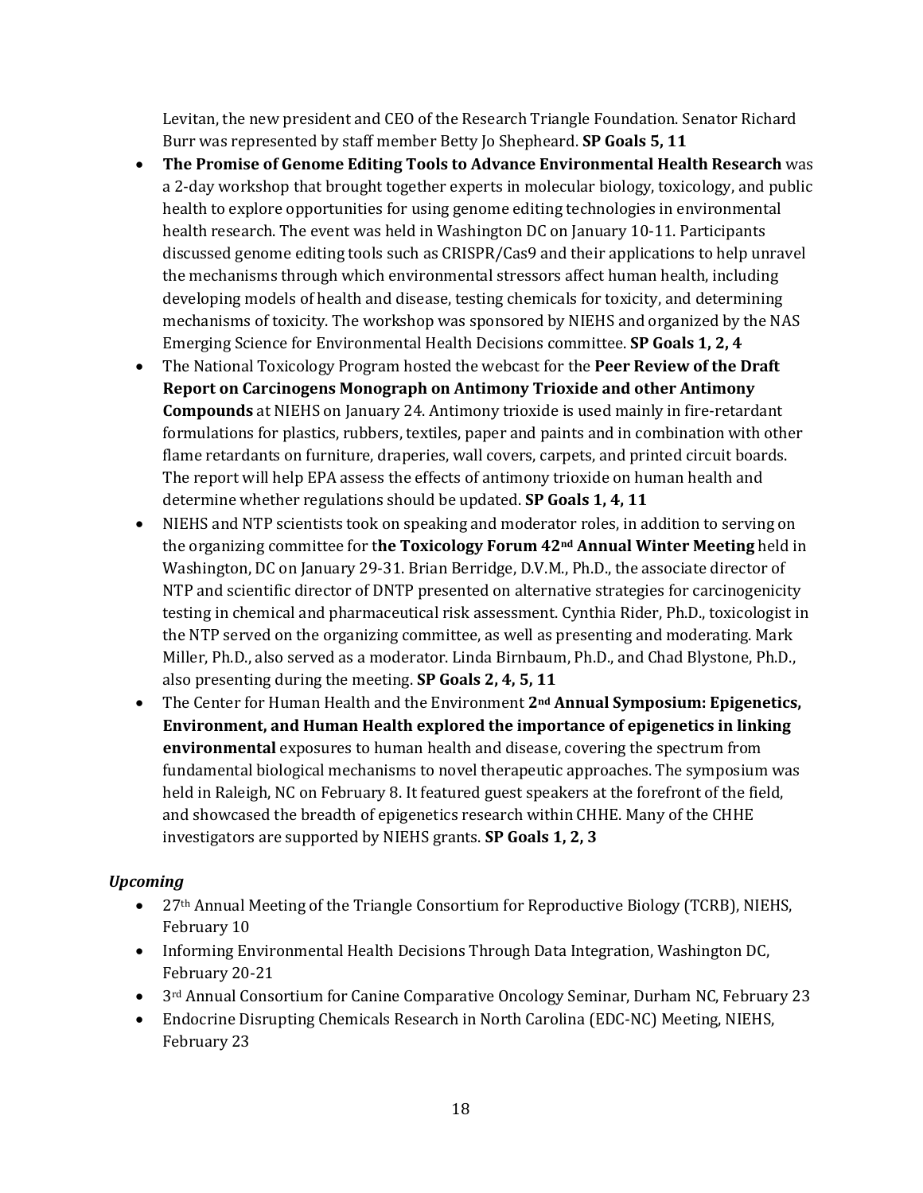Levitan, the new president and CEO of the Research Triangle Foundation. Senator Richard Burr was represented by staff member Betty Jo Shepheard. **SP Goals 5, 11**

- **The Promise of Genome Editing Tools to Advance Environmental Health Research** was a 2-day workshop that brought together experts in molecular biology, toxicology, and public health to explore opportunities for using genome editing technologies in environmental health research. The event was held in Washington DC on January 10-11. Participants discussed genome editing tools such as CRISPR/Cas9 and their applications to help unravel the mechanisms through which environmental stressors affect human health, including developing models of health and disease, testing chemicals for toxicity, and determining mechanisms of toxicity. The workshop was sponsored by NIEHS and organized by the NAS Emerging Science for Environmental Health Decisions committee. **SP Goals 1, 2, 4**
- The National Toxicology Program hosted the webcast for the **Peer Review of the Draft Report on Carcinogens Monograph on Antimony Trioxide and other Antimony Compounds** at NIEHS on January 24. Antimony trioxide is used mainly in fire-retardant formulations for plastics, rubbers, textiles, paper and paints and in combination with other flame retardants on furniture, draperies, wall covers, carpets, and printed circuit boards. The report will help EPA assess the effects of antimony trioxide on human health and determine whether regulations should be updated. **SP Goals 1, 4, 11**
- NIEHS and NTP scientists took on speaking and moderator roles, in addition to serving on the organizing committee for t**he Toxicology Forum 42nd Annual Winter Meeting** held in Washington, DC on January 29-31. Brian Berridge, D.V.M., Ph.D., the associate director of NTP and scientific director of DNTP presented on alternative strategies for carcinogenicity testing in chemical and pharmaceutical risk assessment. Cynthia Rider, Ph.D., toxicologist in the NTP served on the organizing committee, as well as presenting and moderating. Mark Miller, Ph.D., also served as a moderator. Linda Birnbaum, Ph.D., and Chad Blystone, Ph.D., also presenting during the meeting. **SP Goals 2, 4, 5, 11**
- The Center for Human Health and the Environment **2nd Annual Symposium: Epigenetics, Environment, and Human Health explored the importance of epigenetics in linking environmental** exposures to human health and disease, covering the spectrum from fundamental biological mechanisms to novel therapeutic approaches. The symposium was held in Raleigh, NC on February 8. It featured guest speakers at the forefront of the field, and showcased the breadth of epigenetics research within CHHE. Many of the CHHE investigators are supported by NIEHS grants. **SP Goals 1, 2, 3**

### *Upcoming*

- 27th Annual Meeting of the Triangle Consortium for Reproductive Biology (TCRB), NIEHS, February 10
- Informing Environmental Health Decisions Through Data Integration, Washington DC, February 20-21
- 3rd Annual Consortium for Canine Comparative Oncology Seminar, Durham NC, February 23
- Endocrine Disrupting Chemicals Research in North Carolina (EDC-NC) Meeting, NIEHS, February 23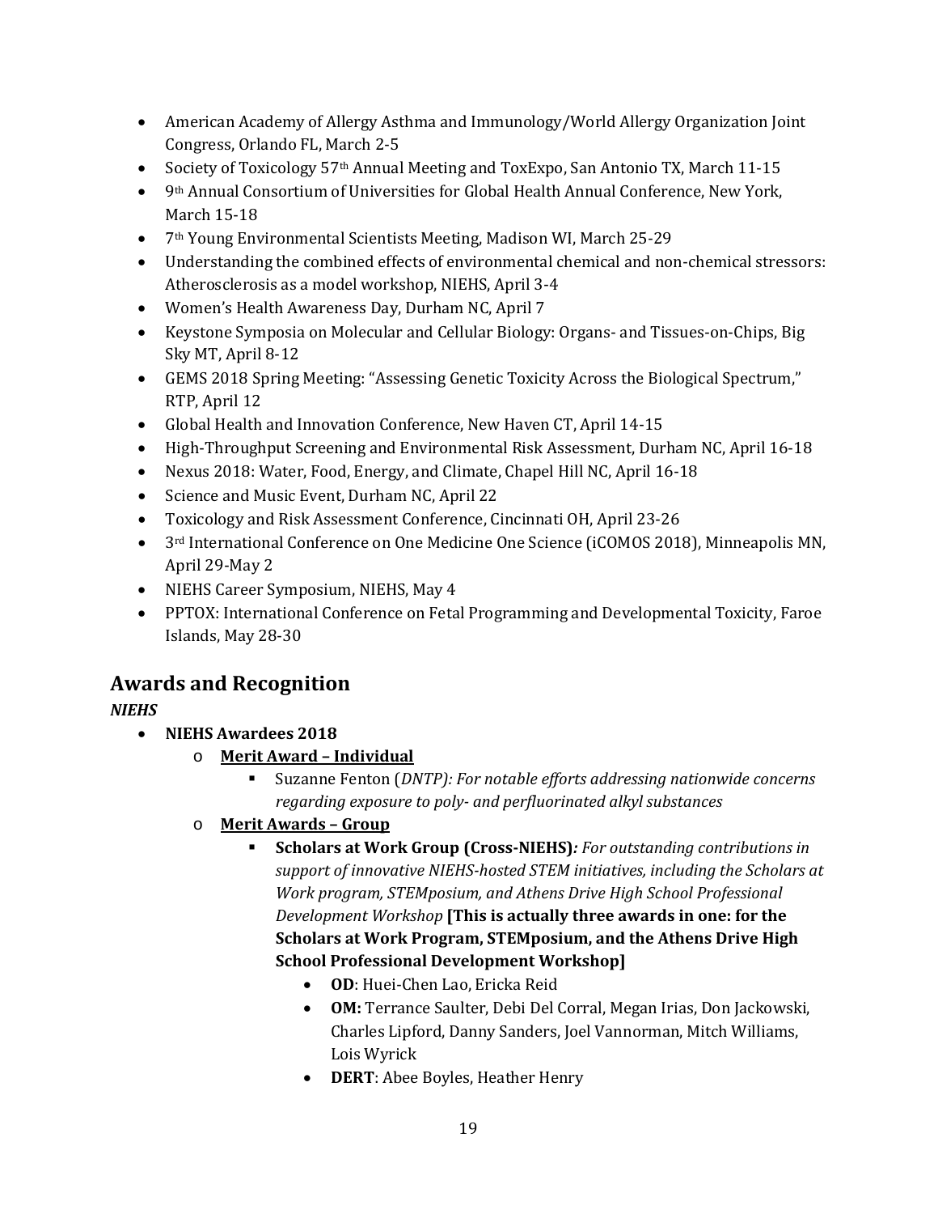- American Academy of Allergy Asthma and Immunology/World Allergy Organization Joint Congress, Orlando FL, March 2-5
- Society of Toxicology 57th Annual Meeting and ToxExpo, San Antonio TX, March 11-15
- 9th Annual Consortium of Universities for Global Health Annual Conference, New York, March 15-18
- 7th Young Environmental Scientists Meeting, Madison WI, March 25-29
- Understanding the combined effects of environmental chemical and non-chemical stressors: Atherosclerosis as a model workshop, NIEHS, April 3-4
- Women's Health Awareness Day, Durham NC, April 7
- Keystone Symposia on Molecular and Cellular Biology: Organs- and Tissues-on-Chips, Big Sky MT, April 8-12
- GEMS 2018 Spring Meeting: "Assessing Genetic Toxicity Across the Biological Spectrum," RTP, April 12
- Global Health and Innovation Conference, New Haven CT, April 14-15
- High-Throughput Screening and Environmental Risk Assessment, Durham NC, April 16-18
- Nexus 2018: Water, Food, Energy, and Climate, Chapel Hill NC, April 16-18
- Science and Music Event, Durham NC, April 22
- Toxicology and Risk Assessment Conference, Cincinnati OH, April 23-26
- 3rd International Conference on One Medicine One Science (iCOMOS 2018), Minneapolis MN, April 29-May 2
- NIEHS Career Symposium, NIEHS, May 4
- PPTOX: International Conference on Fetal Programming and Developmental Toxicity, Faroe Islands, May 28-30

## Awards and Recognition

***NIEHS***

- **NIEHS Awardees 2018**
  - **Merit Award – Individual**
    - Suzanne Fenton (*DNTP): For notable efforts addressing nationwide concerns regarding exposure to poly- and perfluorinated alkyl substances*
  - **Merit Awards – Group**
    - **Scholars at Work Group (Cross-NIEHS)***: For outstanding contributions in support of innovative NIEHS-hosted STEM initiatives, including the Scholars at Work program, STEMposium, and Athens Drive High School Professional Development Workshop* **[This is actually three awards in one: for the Scholars at Work Program, STEMposium, and the Athens Drive High School Professional Development Workshop]**
      - **OD**: Huei-Chen Lao, Ericka Reid
      - **OM:** Terrance Saulter, Debi Del Corral, Megan Irias, Don Jackowski, Charles Lipford, Danny Sanders, Joel Vannorman, Mitch Williams, Lois Wyrick
      - **DERT**: Abee Boyles, Heather Henry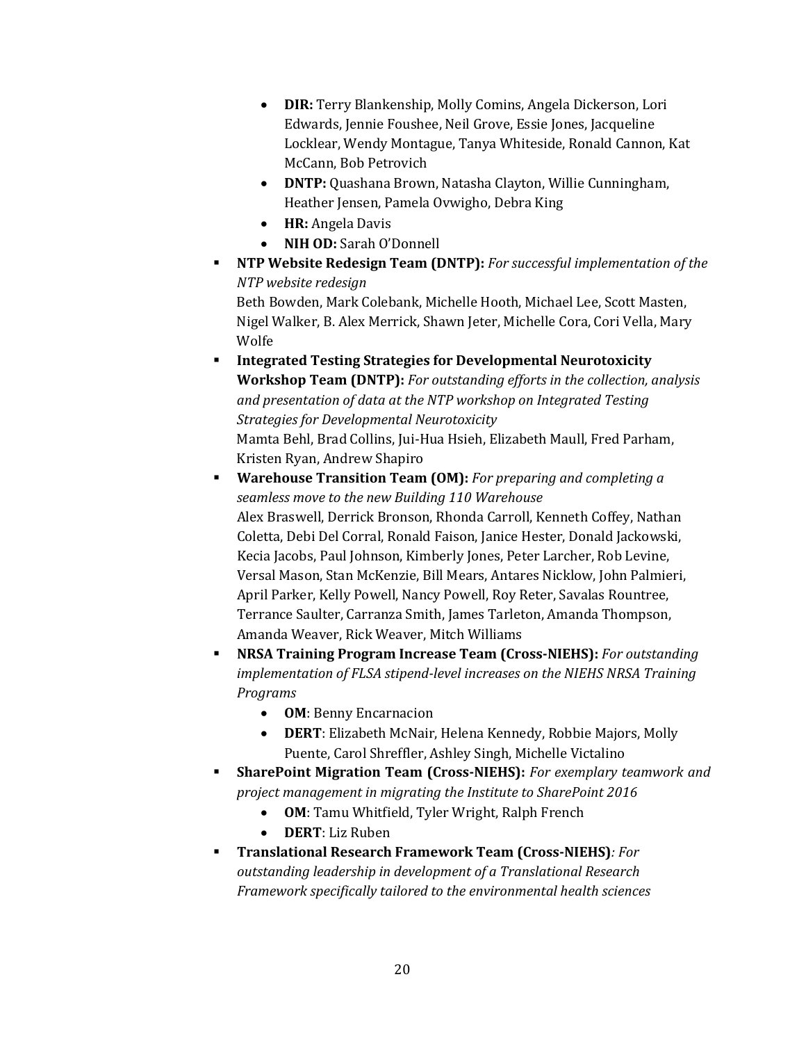- **DIR:** Terry Blankenship, Molly Comins, Angela Dickerson, Lori Edwards, Jennie Foushee, Neil Grove, Essie Jones, Jacqueline Locklear, Wendy Montague, Tanya Whiteside, Ronald Cannon, Kat McCann, Bob Petrovich
- **DNTP:** Quashana Brown, Natasha Clayton, Willie Cunningham, Heather Jensen, Pamela Ovwigho, Debra King
- **HR:** Angela Davis
- **NIH OD:** Sarah O'Donnell

- **NTP Website Redesign Team (DNTP):** *For successful implementation of the NTP website redesign*
  Beth Bowden, Mark Colebank, Michelle Hooth, Michael Lee, Scott Masten, Nigel Walker, B. Alex Merrick, Shawn Jeter, Michelle Cora, Cori Vella, Mary Wolfe
- **Integrated Testing Strategies for Developmental Neurotoxicity Workshop Team (DNTP):** *For outstanding efforts in the collection, analysis and presentation of data at the NTP workshop on Integrated Testing Strategies for Developmental Neurotoxicity*
  Mamta Behl, Brad Collins, Jui-Hua Hsieh, Elizabeth Maull, Fred Parham, Kristen Ryan, Andrew Shapiro
- **Warehouse Transition Team (OM):** *For preparing and completing a seamless move to the new Building 110 Warehouse*
  Alex Braswell, Derrick Bronson, Rhonda Carroll, Kenneth Coffey, Nathan Coletta, Debi Del Corral, Ronald Faison, Janice Hester, Donald Jackowski, Kecia Jacobs, Paul Johnson, Kimberly Jones, Peter Larcher, Rob Levine, Versal Mason, Stan McKenzie, Bill Mears, Antares Nicklow, John Palmieri, April Parker, Kelly Powell, Nancy Powell, Roy Reter, Savalas Rountree, Terrance Saulter, Carranza Smith, James Tarleton, Amanda Thompson, Amanda Weaver, Rick Weaver, Mitch Williams
- **NRSA Training Program Increase Team (Cross-NIEHS):** *For outstanding implementation of FLSA stipend-level increases on the NIEHS NRSA Training Programs*
  - **OM**: Benny Encarnacion
  - **DERT**: Elizabeth McNair, Helena Kennedy, Robbie Majors, Molly Puente, Carol Shreffler, Ashley Singh, Michelle Victalino
- **SharePoint Migration Team (Cross-NIEHS):** *For exemplary teamwork and project management in migrating the Institute to SharePoint 2016*
  - **OM**: Tamu Whitfield, Tyler Wright, Ralph French
  - **DERT**: Liz Ruben
- **Translational Research Framework Team (Cross-NIEHS)***: For outstanding leadership in development of a Translational Research Framework specifically tailored to the environmental health sciences*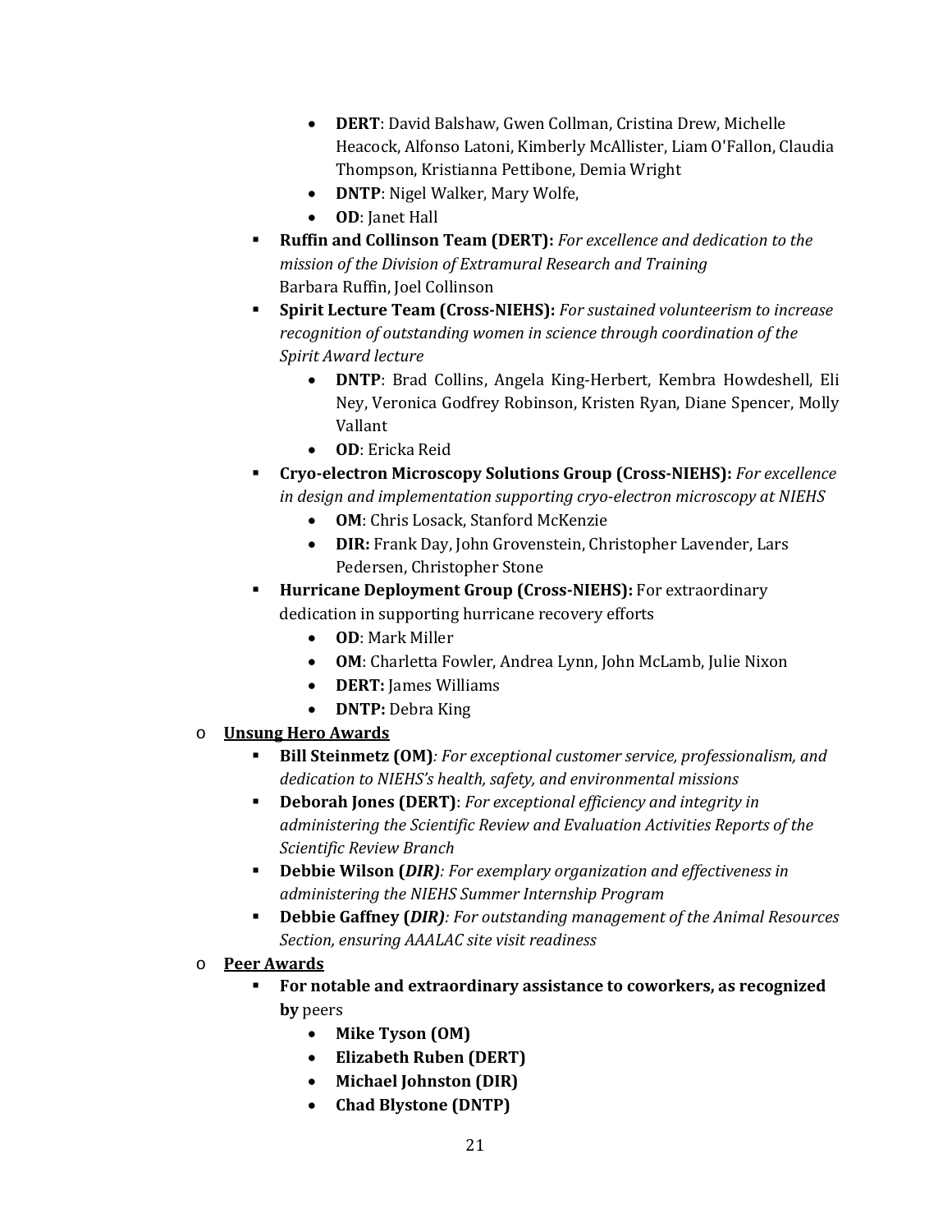- **DERT**: David Balshaw, Gwen Collman, Cristina Drew, Michelle Heacock, Alfonso Latoni, Kimberly McAllister, Liam O'Fallon, Claudia Thompson, Kristianna Pettibone, Demia Wright
        - **DNTP**: Nigel Walker, Mary Wolfe,
        - **OD**: Janet Hall
    - **Ruffin and Collinson Team (DERT):** *For excellence and dedication to the mission of the Division of Extramural Research and Training*
      Barbara Ruffin, Joel Collinson
    - **Spirit Lecture Team (Cross-NIEHS):** *For sustained volunteerism to increase recognition of outstanding women in science through coordination of the Spirit Award lecture*
        - **DNTP**: Brad Collins, Angela King-Herbert, Kembra Howdeshell, Eli Ney, Veronica Godfrey Robinson, Kristen Ryan, Diane Spencer, Molly Vallant
        - **OD**: Ericka Reid
    - **Cryo-electron Microscopy Solutions Group (Cross-NIEHS):** *For excellence in design and implementation supporting cryo-electron microscopy at NIEHS*
        - **OM**: Chris Losack, Stanford McKenzie
        - **DIR:** Frank Day, John Grovenstein, Christopher Lavender, Lars Pedersen, Christopher Stone
    - **Hurricane Deployment Group (Cross-NIEHS):** For extraordinary dedication in supporting hurricane recovery efforts
        - **OD**: Mark Miller
        - **OM**: Charletta Fowler, Andrea Lynn, John McLamb, Julie Nixon
        - **DERT:** James Williams
        - **DNTP:** Debra King
- <u>**Unsung Hero Awards**</u>
    - **Bill Steinmetz (OM)***: For exceptional customer service, professionalism, and dedication to NIEHS's health, safety, and environmental missions*
    - **Deborah Jones (DERT)**: *For exceptional efficiency and integrity in administering the Scientific Review and Evaluation Activities Reports of the Scientific Review Branch*
    - **Debbie Wilson (*DIR*)***: For exemplary organization and effectiveness in administering the NIEHS Summer Internship Program*
    - **Debbie Gaffney (*DIR*)***: For outstanding management of the Animal Resources Section, ensuring AAALAC site visit readiness*
- <u>**Peer Awards**</u>
    - **For notable and extraordinary assistance to coworkers, as recognized by** peers
        - **Mike Tyson (OM)**
        - **Elizabeth Ruben (DERT)**
        - **Michael Johnston (DIR)**
        - **Chad Blystone (DNTP)**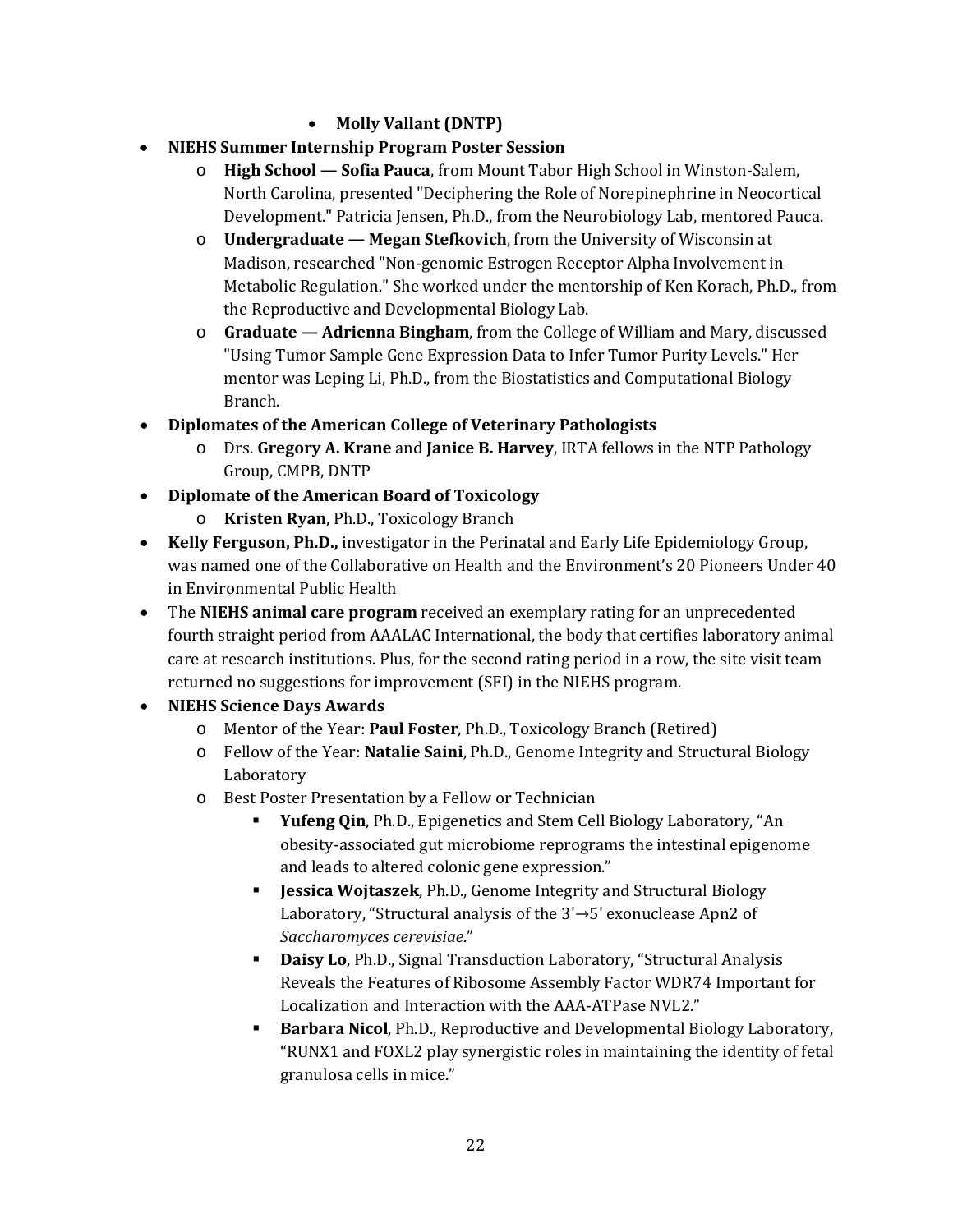- **Molly Vallant (DNTP)**

- **NIEHS Summer Internship Program Poster Session**
    - **High School — Sofia Pauca**, from Mount Tabor High School in Winston-Salem, North Carolina, presented "Deciphering the Role of Norepinephrine in Neocortical Development." Patricia Jensen, Ph.D., from the Neurobiology Lab, mentored Pauca.
    - **Undergraduate — Megan Stefkovich**, from the University of Wisconsin at Madison, researched "Non-genomic Estrogen Receptor Alpha Involvement in Metabolic Regulation." She worked under the mentorship of Ken Korach, Ph.D., from the Reproductive and Developmental Biology Lab.
    - **Graduate — Adrienna Bingham**, from the College of William and Mary, discussed "Using Tumor Sample Gene Expression Data to Infer Tumor Purity Levels." Her mentor was Leping Li, Ph.D., from the Biostatistics and Computational Biology Branch.
- **Diplomates of the American College of Veterinary Pathologists**
    - Drs. **Gregory A. Krane** and **Janice B. Harvey**, IRTA fellows in the NTP Pathology Group, CMPB, DNTP
- **Diplomate of the American Board of Toxicology**
    - **Kristen Ryan**, Ph.D., Toxicology Branch
- **Kelly Ferguson, Ph.D.,** investigator in the Perinatal and Early Life Epidemiology Group, was named one of the Collaborative on Health and the Environment's 20 Pioneers Under 40 in Environmental Public Health
- The **NIEHS animal care program** received an exemplary rating for an unprecedented fourth straight period from AAALAC International, the body that certifies laboratory animal care at research institutions. Plus, for the second rating period in a row, the site visit team returned no suggestions for improvement (SFI) in the NIEHS program.
- **NIEHS Science Days Awards**
    - Mentor of the Year: **Paul Foster**, Ph.D., Toxicology Branch (Retired)
    - Fellow of the Year: **Natalie Saini**, Ph.D., Genome Integrity and Structural Biology Laboratory
    - Best Poster Presentation by a Fellow or Technician
        - **Yufeng Qin**, Ph.D., Epigenetics and Stem Cell Biology Laboratory, "An obesity-associated gut microbiome reprograms the intestinal epigenome and leads to altered colonic gene expression."
        - **Jessica Wojtaszek**, Ph.D., Genome Integrity and Structural Biology Laboratory, "Structural analysis of the 3'→5' exonuclease Apn2 of *Saccharomyces cerevisiae*."
        - **Daisy Lo**, Ph.D., Signal Transduction Laboratory, "Structural Analysis Reveals the Features of Ribosome Assembly Factor WDR74 Important for Localization and Interaction with the AAA-ATPase NVL2."
        - **Barbara Nicol**, Ph.D., Reproductive and Developmental Biology Laboratory, "RUNX1 and FOXL2 play synergistic roles in maintaining the identity of fetal granulosa cells in mice."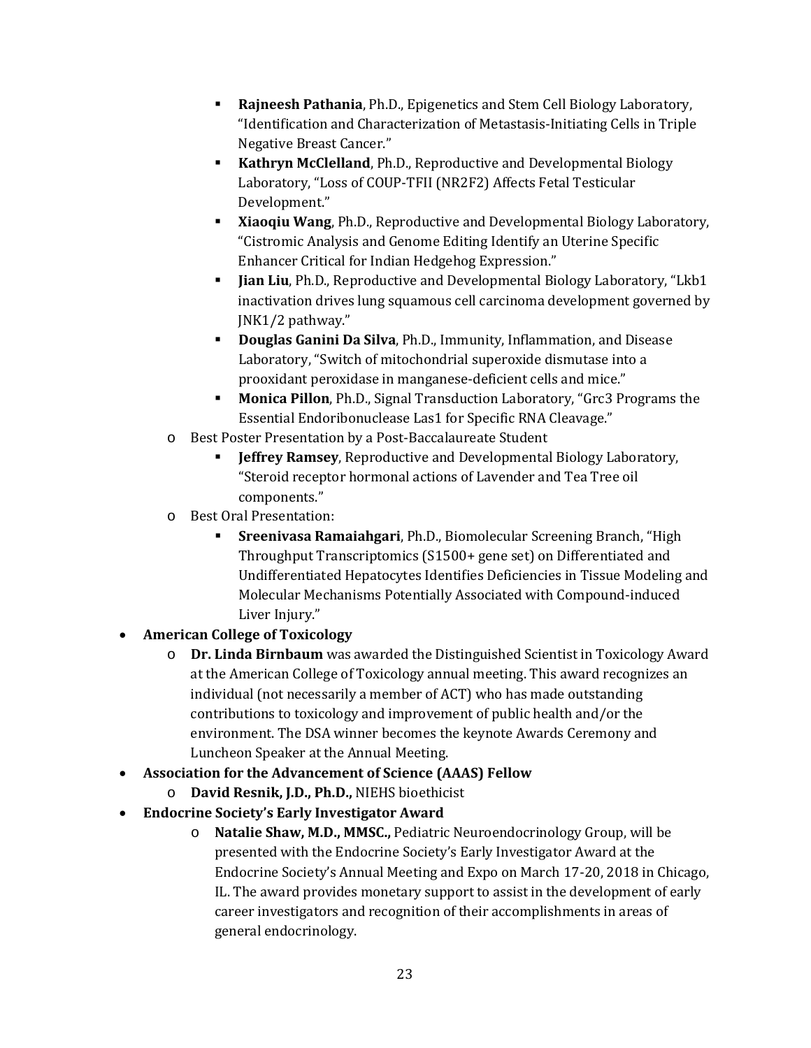- **Rajneesh Pathania**, Ph.D., Epigenetics and Stem Cell Biology Laboratory, "Identification and Characterization of Metastasis-Initiating Cells in Triple Negative Breast Cancer."
        - **Kathryn McClelland**, Ph.D., Reproductive and Developmental Biology Laboratory, "Loss of COUP-TFII (NR2F2) Affects Fetal Testicular Development."
        - **Xiaoqiu Wang**, Ph.D., Reproductive and Developmental Biology Laboratory, "Cistromic Analysis and Genome Editing Identify an Uterine Specific Enhancer Critical for Indian Hedgehog Expression."
        - **Jian Liu**, Ph.D., Reproductive and Developmental Biology Laboratory, "Lkb1 inactivation drives lung squamous cell carcinoma development governed by JNK1/2 pathway."
        - **Douglas Ganini Da Silva**, Ph.D., Immunity, Inflammation, and Disease Laboratory, "Switch of mitochondrial superoxide dismutase into a prooxidant peroxidase in manganese-deficient cells and mice."
        - **Monica Pillon**, Ph.D., Signal Transduction Laboratory, "Grc3 Programs the Essential Endoribonuclease Las1 for Specific RNA Cleavage."
    - Best Poster Presentation by a Post-Baccalaureate Student
        - **Jeffrey Ramsey**, Reproductive and Developmental Biology Laboratory, "Steroid receptor hormonal actions of Lavender and Tea Tree oil components."
    - Best Oral Presentation:
        - **Sreenivasa Ramaiahgari**, Ph.D., Biomolecular Screening Branch, "High Throughput Transcriptomics (S1500+ gene set) on Differentiated and Undifferentiated Hepatocytes Identifies Deficiencies in Tissue Modeling and Molecular Mechanisms Potentially Associated with Compound-induced Liver Injury."
- **American College of Toxicology**
    - **Dr. Linda Birnbaum** was awarded the Distinguished Scientist in Toxicology Award at the American College of Toxicology annual meeting. This award recognizes an individual (not necessarily a member of ACT) who has made outstanding contributions to toxicology and improvement of public health and/or the environment. The DSA winner becomes the keynote Awards Ceremony and Luncheon Speaker at the Annual Meeting.
- **Association for the Advancement of Science (AAAS) Fellow**
    - **David Resnik, J.D., Ph.D.,** NIEHS bioethicist
- **Endocrine Society's Early Investigator Award**
    - **Natalie Shaw, M.D., MMSC.,** Pediatric Neuroendocrinology Group, will be presented with the Endocrine Society's Early Investigator Award at the Endocrine Society's Annual Meeting and Expo on March 17-20, 2018 in Chicago, IL. The award provides monetary support to assist in the development of early career investigators and recognition of their accomplishments in areas of general endocrinology.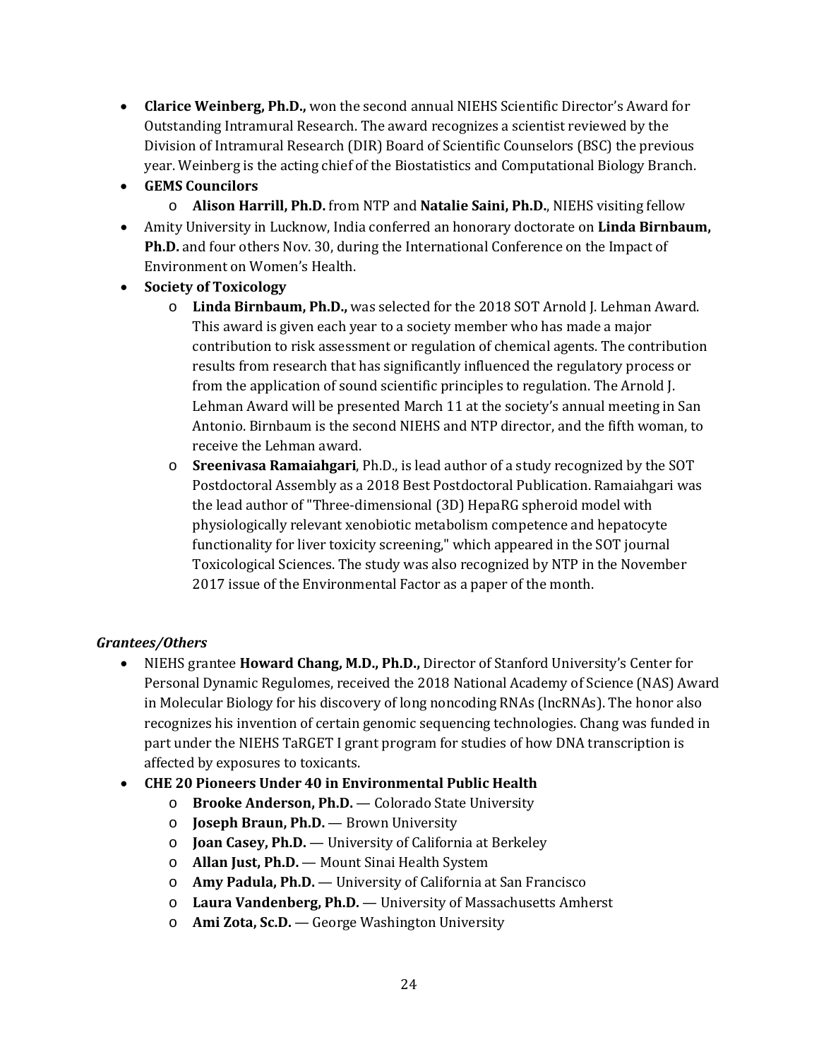- **Clarice Weinberg, Ph.D.,** won the second annual NIEHS Scientific Director's Award for Outstanding Intramural Research. The award recognizes a scientist reviewed by the Division of Intramural Research (DIR) Board of Scientific Counselors (BSC) the previous year. Weinberg is the acting chief of the Biostatistics and Computational Biology Branch.
- **GEMS Councilors**
  - **Alison Harrill, Ph.D.** from NTP and **Natalie Saini, Ph.D.**, NIEHS visiting fellow
- Amity University in Lucknow, India conferred an honorary doctorate on **Linda Birnbaum, Ph.D.** and four others Nov. 30, during the International Conference on the Impact of Environment on Women's Health.
- **Society of Toxicology**
  - **Linda Birnbaum, Ph.D.,** was selected for the 2018 SOT Arnold J. Lehman Award. This award is given each year to a society member who has made a major contribution to risk assessment or regulation of chemical agents. The contribution results from research that has significantly influenced the regulatory process or from the application of sound scientific principles to regulation. The Arnold J. Lehman Award will be presented March 11 at the society's annual meeting in San Antonio. Birnbaum is the second NIEHS and NTP director, and the fifth woman, to receive the Lehman award.
  - **Sreenivasa Ramaiahgari**, Ph.D., is lead author of a study recognized by the SOT Postdoctoral Assembly as a 2018 Best Postdoctoral Publication. Ramaiahgari was the lead author of "Three-dimensional (3D) HepaRG spheroid model with physiologically relevant xenobiotic metabolism competence and hepatocyte functionality for liver toxicity screening," which appeared in the SOT journal Toxicological Sciences. The study was also recognized by NTP in the November 2017 issue of the Environmental Factor as a paper of the month.

***Grantees/Others***

- NIEHS grantee **Howard Chang, M.D., Ph.D.,** Director of Stanford University's Center for Personal Dynamic Regulomes, received the 2018 National Academy of Science (NAS) Award in Molecular Biology for his discovery of long noncoding RNAs (lncRNAs). The honor also recognizes his invention of certain genomic sequencing technologies. Chang was funded in part under the NIEHS TaRGET I grant program for studies of how DNA transcription is affected by exposures to toxicants.
- **CHE 20 Pioneers Under 40 in Environmental Public Health**
  - **Brooke Anderson, Ph.D.** — Colorado State University
  - **Joseph Braun, Ph.D.** — Brown University
  - **Joan Casey, Ph.D.** — University of California at Berkeley
  - **Allan Just, Ph.D.** — Mount Sinai Health System
  - **Amy Padula, Ph.D.** — University of California at San Francisco
  - **Laura Vandenberg, Ph.D.** — University of Massachusetts Amherst
  - **Ami Zota, Sc.D.** — George Washington University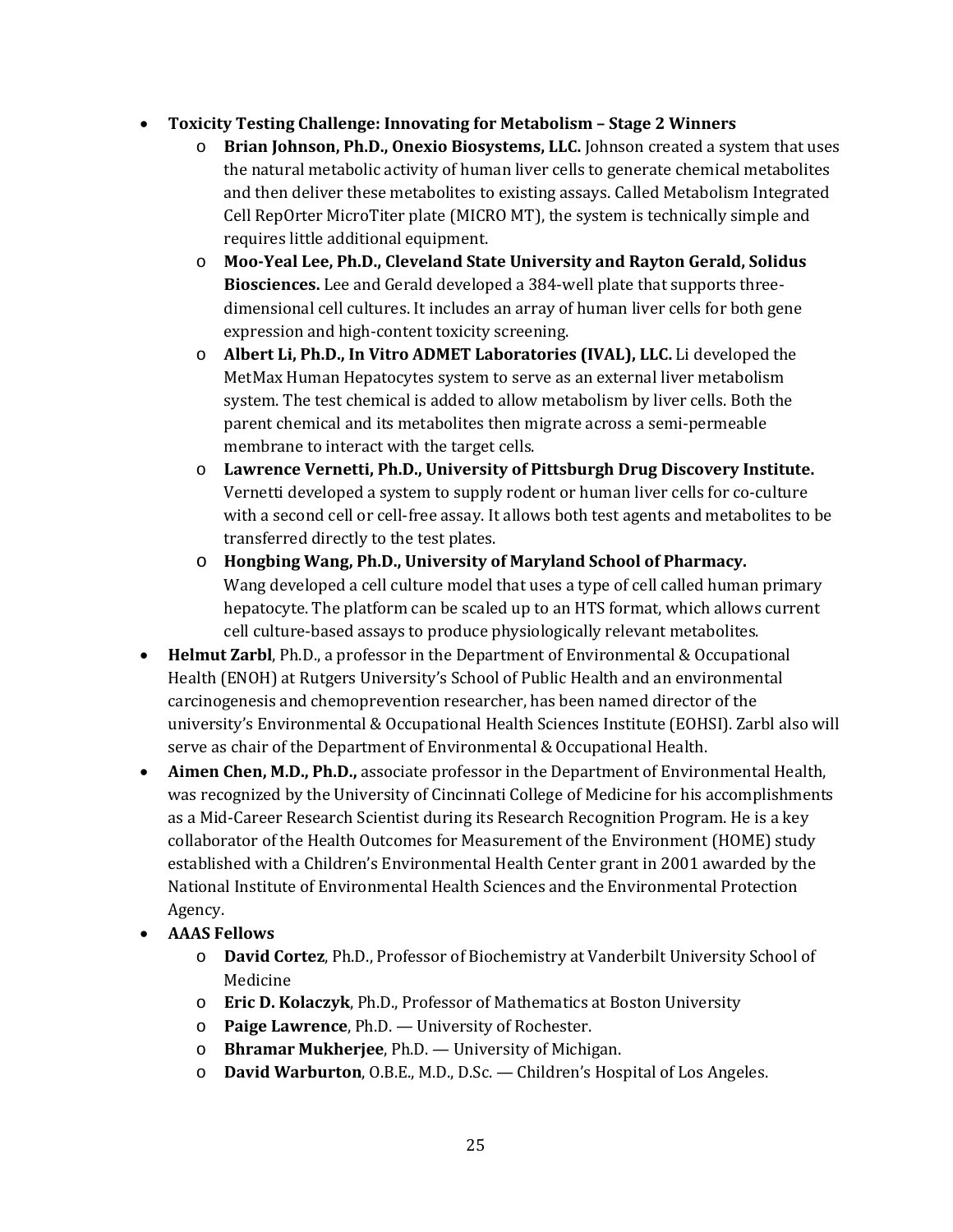- **Toxicity Testing Challenge: Innovating for Metabolism – Stage 2 Winners**
  - **Brian Johnson, Ph.D., Onexio Biosystems, LLC.** Johnson created a system that uses the natural metabolic activity of human liver cells to generate chemical metabolites and then deliver these metabolites to existing assays. Called Metabolism Integrated Cell RepOrter MicroTiter plate (MICRO MT), the system is technically simple and requires little additional equipment.
  - **Moo-Yeal Lee, Ph.D., Cleveland State University and Rayton Gerald, Solidus Biosciences.** Lee and Gerald developed a 384-well plate that supports three-dimensional cell cultures. It includes an array of human liver cells for both gene expression and high-content toxicity screening.
  - **Albert Li, Ph.D., In Vitro ADMET Laboratories (IVAL), LLC.** Li developed the MetMax Human Hepatocytes system to serve as an external liver metabolism system. The test chemical is added to allow metabolism by liver cells. Both the parent chemical and its metabolites then migrate across a semi-permeable membrane to interact with the target cells.
  - **Lawrence Vernetti, Ph.D., University of Pittsburgh Drug Discovery Institute.** Vernetti developed a system to supply rodent or human liver cells for co-culture with a second cell or cell-free assay. It allows both test agents and metabolites to be transferred directly to the test plates.
  - **Hongbing Wang, Ph.D., University of Maryland School of Pharmacy.** Wang developed a cell culture model that uses a type of cell called human primary hepatocyte. The platform can be scaled up to an HTS format, which allows current cell culture-based assays to produce physiologically relevant metabolites.
- **Helmut Zarbl**, Ph.D., a professor in the Department of Environmental & Occupational Health (ENOH) at Rutgers University's School of Public Health and an environmental carcinogenesis and chemoprevention researcher, has been named director of the university's Environmental & Occupational Health Sciences Institute (EOHSI). Zarbl also will serve as chair of the Department of Environmental & Occupational Health.
- **Aimen Chen, M.D., Ph.D.,** associate professor in the Department of Environmental Health, was recognized by the University of Cincinnati College of Medicine for his accomplishments as a Mid-Career Research Scientist during its Research Recognition Program. He is a key collaborator of the Health Outcomes for Measurement of the Environment (HOME) study established with a Children's Environmental Health Center grant in 2001 awarded by the National Institute of Environmental Health Sciences and the Environmental Protection Agency.
- **AAAS Fellows**
  - **David Cortez**, Ph.D., Professor of Biochemistry at Vanderbilt University School of Medicine
  - **Eric D. Kolaczyk**, Ph.D., Professor of Mathematics at Boston University
  - **Paige Lawrence**, Ph.D. — University of Rochester.
  - **Bhramar Mukherjee**, Ph.D. — University of Michigan.
  - **David Warburton**, O.B.E., M.D., D.Sc. — Children's Hospital of Los Angeles.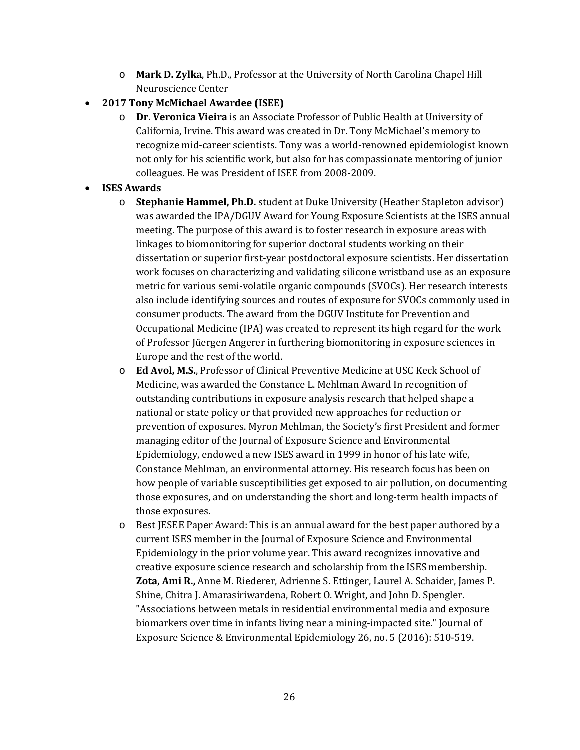- **Mark D. Zylka**, Ph.D., Professor at the University of North Carolina Chapel Hill Neuroscience Center
- **2017 Tony McMichael Awardee (ISEE)**
  - **Dr. Veronica Vieira** is an Associate Professor of Public Health at University of California, Irvine. This award was created in Dr. Tony McMichael's memory to recognize mid-career scientists. Tony was a world-renowned epidemiologist known not only for his scientific work, but also for has compassionate mentoring of junior colleagues. He was President of ISEE from 2008-2009.
- **ISES Awards**
  - **Stephanie Hammel, Ph.D.** student at Duke University (Heather Stapleton advisor) was awarded the IPA/DGUV Award for Young Exposure Scientists at the ISES annual meeting. The purpose of this award is to foster research in exposure areas with linkages to biomonitoring for superior doctoral students working on their dissertation or superior first-year postdoctoral exposure scientists. Her dissertation work focuses on characterizing and validating silicone wristband use as an exposure metric for various semi-volatile organic compounds (SVOCs). Her research interests also include identifying sources and routes of exposure for SVOCs commonly used in consumer products. The award from the DGUV Institute for Prevention and Occupational Medicine (IPA) was created to represent its high regard for the work of Professor Jüergen Angerer in furthering biomonitoring in exposure sciences in Europe and the rest of the world.
  - **Ed Avol, M.S.**, Professor of Clinical Preventive Medicine at USC Keck School of Medicine, was awarded the Constance L. Mehlman Award In recognition of outstanding contributions in exposure analysis research that helped shape a national or state policy or that provided new approaches for reduction or prevention of exposures. Myron Mehlman, the Society's first President and former managing editor of the Journal of Exposure Science and Environmental Epidemiology, endowed a new ISES award in 1999 in honor of his late wife, Constance Mehlman, an environmental attorney. His research focus has been on how people of variable susceptibilities get exposed to air pollution, on documenting those exposures, and on understanding the short and long-term health impacts of those exposures.
  - Best JESEE Paper Award: This is an annual award for the best paper authored by a current ISES member in the Journal of Exposure Science and Environmental Epidemiology in the prior volume year. This award recognizes innovative and creative exposure science research and scholarship from the ISES membership. **Zota, Ami R.,** Anne M. Riederer, Adrienne S. Ettinger, Laurel A. Schaider, James P. Shine, Chitra J. Amarasiriwardena, Robert O. Wright, and John D. Spengler. "Associations between metals in residential environmental media and exposure biomarkers over time in infants living near a mining-impacted site." Journal of Exposure Science & Environmental Epidemiology 26, no. 5 (2016): 510-519.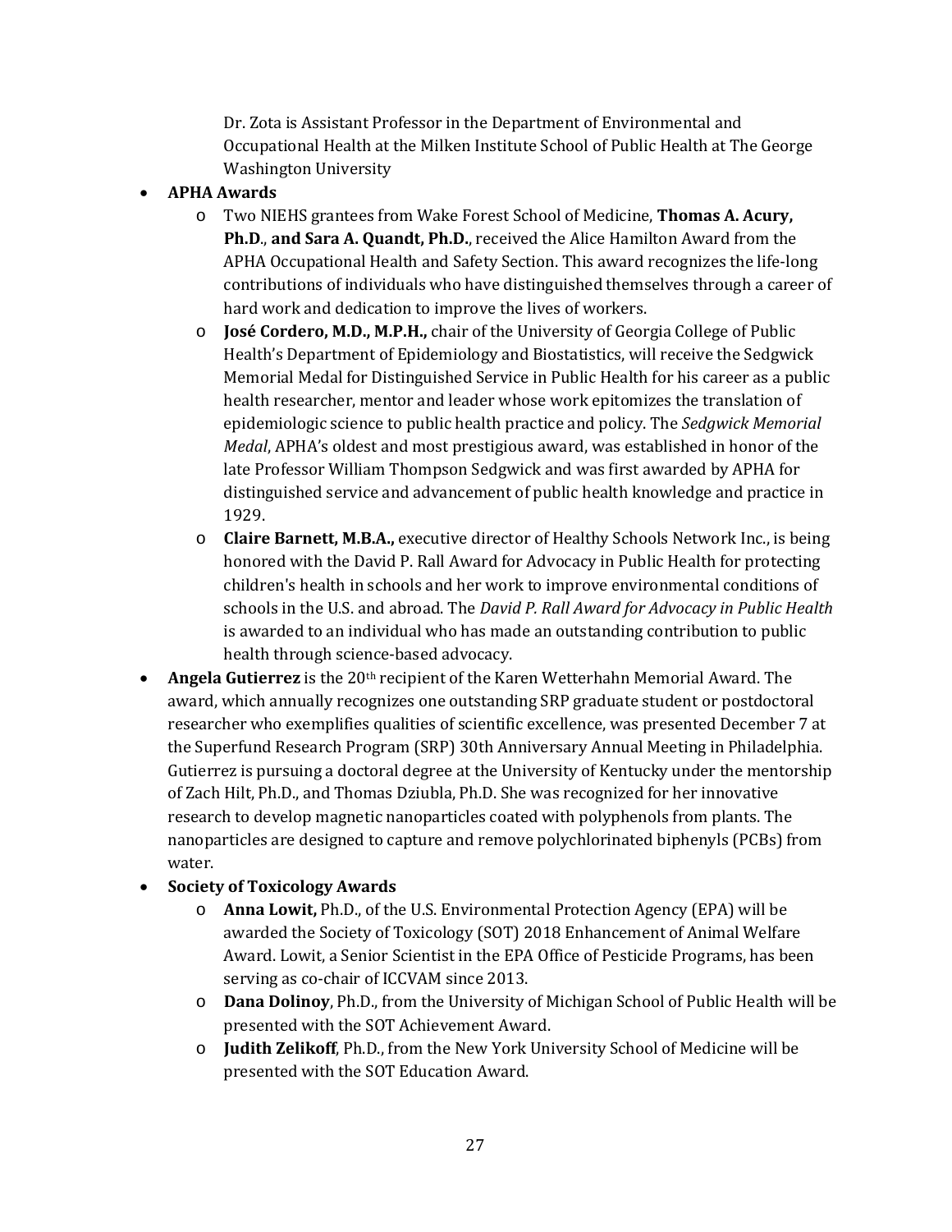Dr. Zota is Assistant Professor in the Department of Environmental and Occupational Health at the Milken Institute School of Public Health at The George Washington University

- **APHA Awards**
  - Two NIEHS grantees from Wake Forest School of Medicine, **Thomas A. Acury, Ph.D**., **and Sara A. Quandt, Ph.D.**, received the Alice Hamilton Award from the APHA Occupational Health and Safety Section. This award recognizes the life-long contributions of individuals who have distinguished themselves through a career of hard work and dedication to improve the lives of workers.
  - **José Cordero, M.D., M.P.H.,** chair of the University of Georgia College of Public Health's Department of Epidemiology and Biostatistics, will receive the Sedgwick Memorial Medal for Distinguished Service in Public Health for his career as a public health researcher, mentor and leader whose work epitomizes the translation of epidemiologic science to public health practice and policy. The *Sedgwick Memorial Medal*, APHA's oldest and most prestigious award, was established in honor of the late Professor William Thompson Sedgwick and was first awarded by APHA for distinguished service and advancement of public health knowledge and practice in 1929.
  - **Claire Barnett, M.B.A.,** executive director of Healthy Schools Network Inc., is being honored with the David P. Rall Award for Advocacy in Public Health for protecting children's health in schools and her work to improve environmental conditions of schools in the U.S. and abroad. The *David P. Rall Award for Advocacy in Public Health* is awarded to an individual who has made an outstanding contribution to public health through science-based advocacy.
- **Angela Gutierrez** is the 20th recipient of the Karen Wetterhahn Memorial Award. The award, which annually recognizes one outstanding SRP graduate student or postdoctoral researcher who exemplifies qualities of scientific excellence, was presented December 7 at the Superfund Research Program (SRP) 30th Anniversary Annual Meeting in Philadelphia. Gutierrez is pursuing a doctoral degree at the University of Kentucky under the mentorship of Zach Hilt, Ph.D., and Thomas Dziubla, Ph.D. She was recognized for her innovative research to develop magnetic nanoparticles coated with polyphenols from plants. The nanoparticles are designed to capture and remove polychlorinated biphenyls (PCBs) from water.
- **Society of Toxicology Awards**
  - **Anna Lowit,** Ph.D., of the U.S. Environmental Protection Agency (EPA) will be awarded the Society of Toxicology (SOT) 2018 Enhancement of Animal Welfare Award. Lowit, a Senior Scientist in the EPA Office of Pesticide Programs, has been serving as co-chair of ICCVAM since 2013.
  - **Dana Dolinoy**, Ph.D., from the University of Michigan School of Public Health will be presented with the SOT Achievement Award.
  - **Judith Zelikoff**, Ph.D., from the New York University School of Medicine will be presented with the SOT Education Award.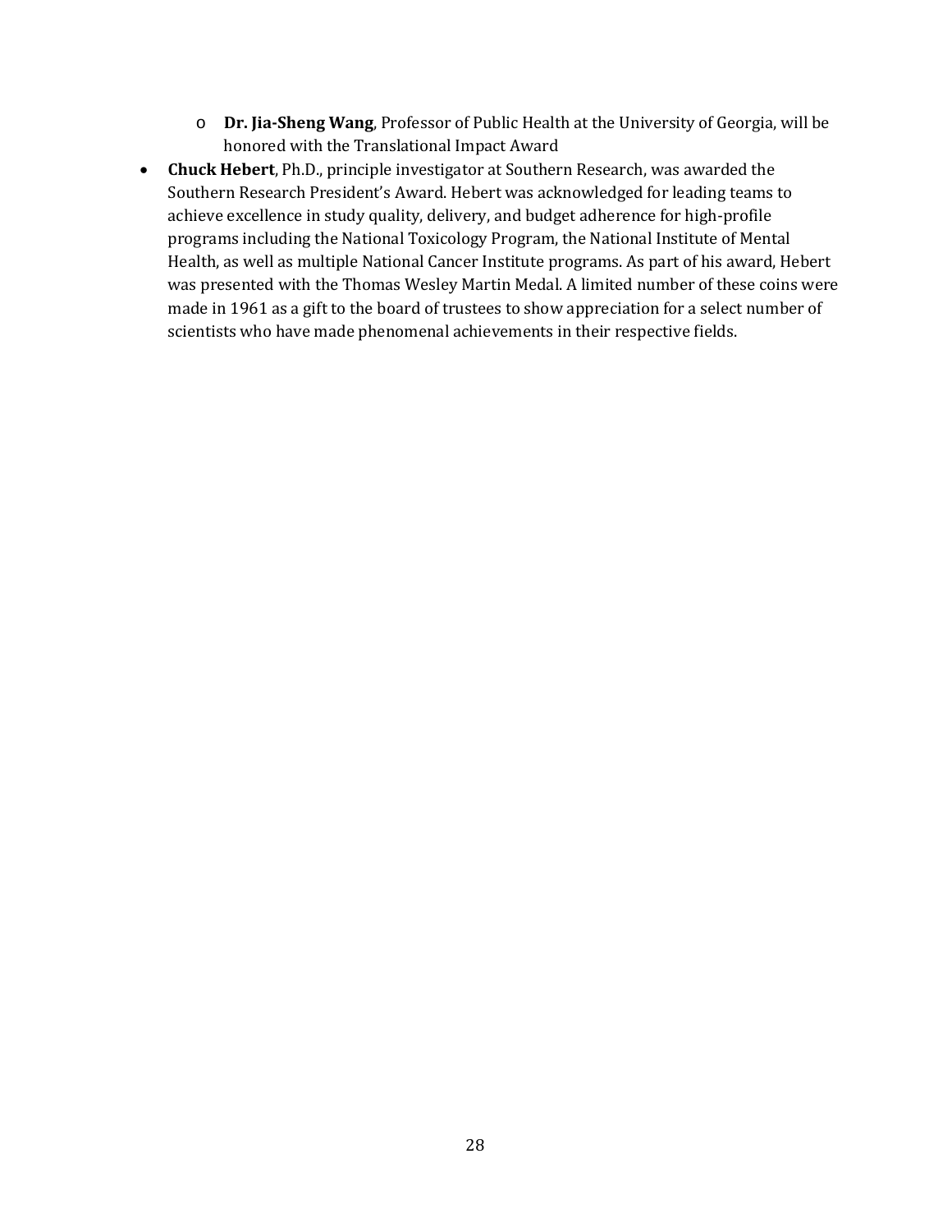- **Dr. Jia-Sheng Wang**, Professor of Public Health at the University of Georgia, will be honored with the Translational Impact Award

- **Chuck Hebert**, Ph.D., principle investigator at Southern Research, was awarded the Southern Research President's Award. Hebert was acknowledged for leading teams to achieve excellence in study quality, delivery, and budget adherence for high-profile programs including the National Toxicology Program, the National Institute of Mental Health, as well as multiple National Cancer Institute programs. As part of his award, Hebert was presented with the Thomas Wesley Martin Medal. A limited number of these coins were made in 1961 as a gift to the board of trustees to show appreciation for a select number of scientists who have made phenomenal achievements in their respective fields.